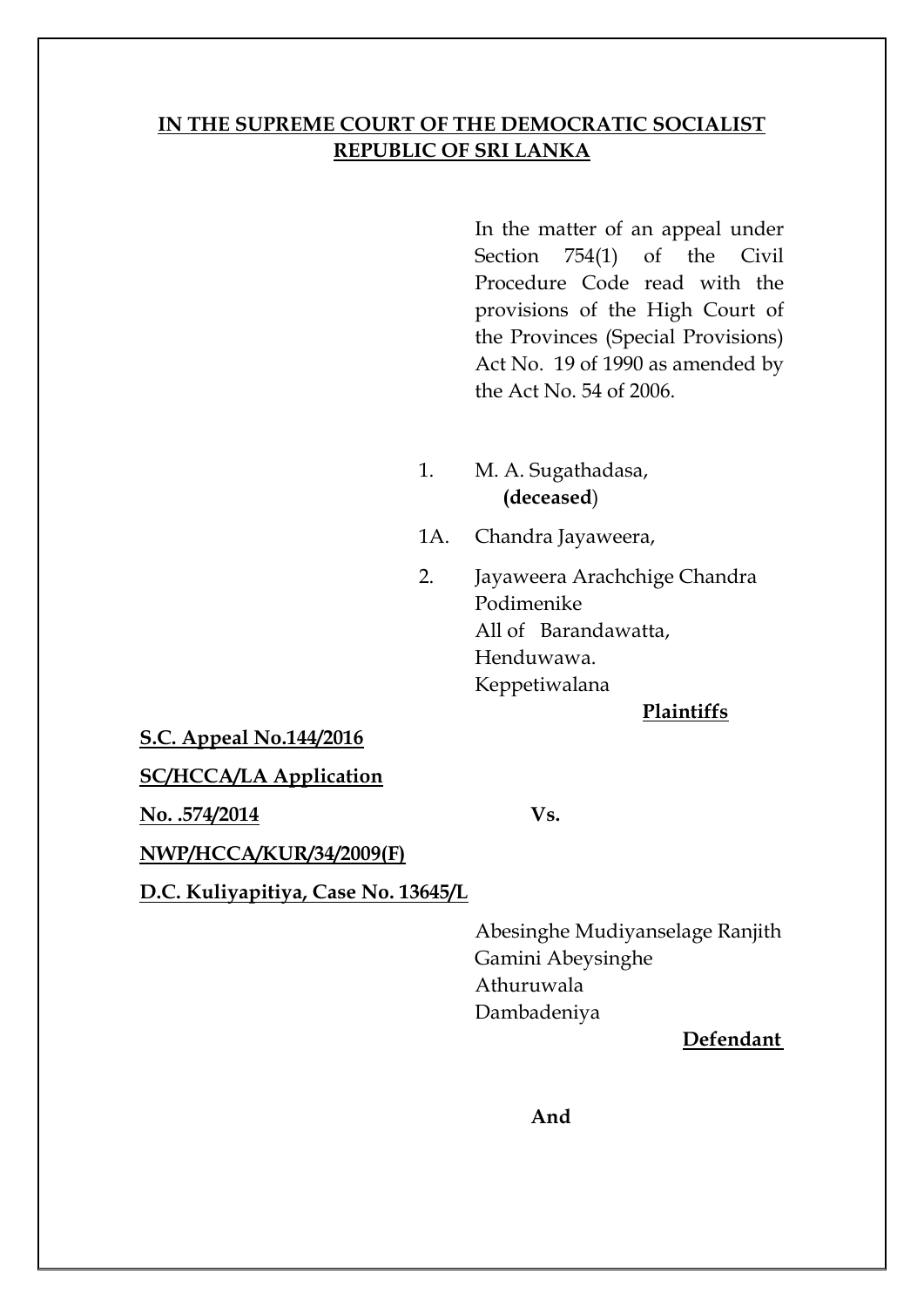**IN THE SUPREME COURT OF THE DEMOCRATIC SOCIALIST REPUBLIC OF SRI LANKA**

In the matter of an appeal under Section 754(1) of the Civil Procedure Code read with the provisions of the High Court of the Provinces (Special Provisions) Act No. 19 of 1990 as amended by the Act No. 54 of 2006.

1. M. A. Sugathadasa, **(deceased)**

1A. Chandra Jayaweera,

2. Jayaweera Arachchige Chandra Podimenike
All of Barandawatta,
Henduwawa.
Keppetiwalana

**Plaintiffs**

**S.C. Appeal No.144/2016**

**SC/HCCA/LA Application No. .574/2014**

**NWP/HCCA/KUR/34/2009(F)**

**D.C. Kuliyapitiya, Case No. 13645/L**

**Vs.**

Abesinghe Mudiyanselage Ranjith Gamini Abeysinghe
Athuruwala
Dambadeniya

**Defendant**

**And**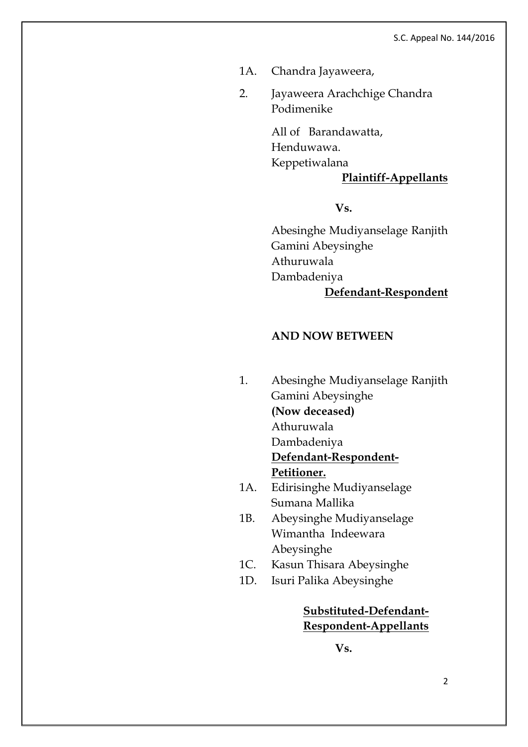1A. Chandra Jayaweera,

2. Jayaweera Arachchige Chandra Podimenike

All of Barandawatta,
Henduwawa.
Keppetiwalana

**Plaintiff-Appellants**

**Vs.**

Abesinghe Mudiyanselage Ranjith Gamini Abeysinghe
Athuruwala
Dambadeniya

**Defendant-Respondent**

**AND NOW BETWEEN**

1. Abesinghe Mudiyanselage Ranjith Gamini Abeysinghe
**(Now deceased)**
Athuruwala
Dambadeniya
**Defendant-Respondent-Petitioner.**

1A. Edirisinghe Mudiyanselage Sumana Mallika

1B. Abeysinghe Mudiyanselage Wimantha Indeewara Abeysinghe

1C. Kasun Thisara Abeysinghe

1D. Isuri Palika Abeysinghe

**Substituted-Defendant-Respondent-Appellants**

**Vs.**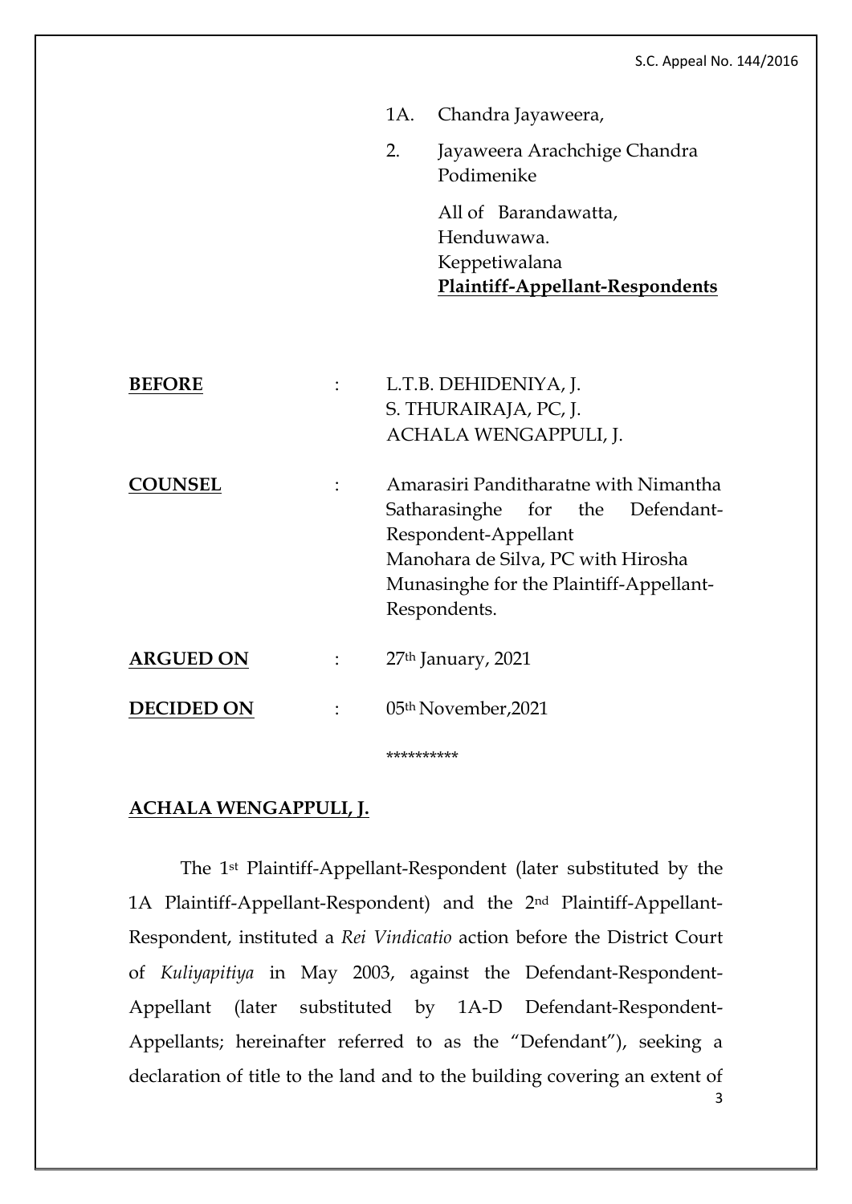1A. Chandra Jayaweera,

2. Jayaweera Arachchige Chandra Podimenike

All of Barandawatta,
Henduwawa.
Keppetiwalana
**Plaintiff-Appellant-Respondents**

**BEFORE** : L.T.B. DEHIDENIYA, J.
S. THURAIRAJA, PC, J.
ACHALA WENGAPPULI, J.

**COUNSEL** : Amarasiri Panditharatne with Nimantha Satharasinghe for the Defendant-Respondent-Appellant
Manohara de Silva, PC with Hirosha Munasinghe for the Plaintiff-Appellant-Respondents.

**ARGUED ON** : 27th January, 2021

**DECIDED ON** : 05th November,2021

**********

**ACHALA WENGAPPULI, J.**

The 1st Plaintiff-Appellant-Respondent (later substituted by the 1A Plaintiff-Appellant-Respondent) and the 2nd Plaintiff-Appellant-Respondent, instituted a *Rei Vindicatio* action before the District Court of *Kuliyapitiya* in May 2003, against the Defendant-Respondent-Appellant (later substituted by 1A-D Defendant-Respondent-Appellants; hereinafter referred to as the "Defendant"), seeking a declaration of title to the land and to the building covering an extent of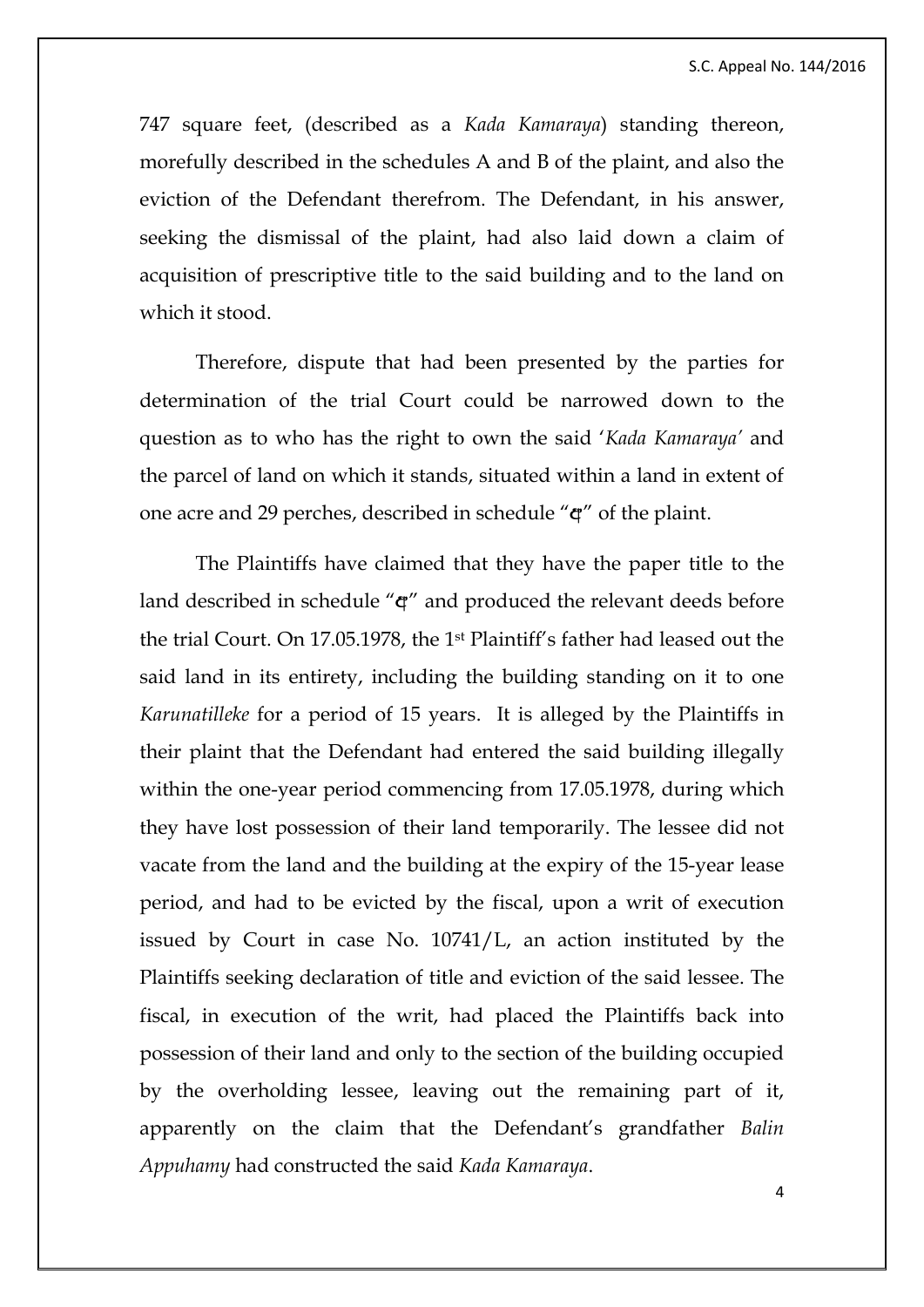747 square feet, (described as a *Kada Kamaraya*) standing thereon, morefully described in the schedules A and B of the plaint, and also the eviction of the Defendant therefrom. The Defendant, in his answer, seeking the dismissal of the plaint, had also laid down a claim of acquisition of prescriptive title to the said building and to the land on which it stood.

Therefore, dispute that had been presented by the parties for determination of the trial Court could be narrowed down to the question as to who has the right to own the said '*Kada Kamaraya*' and the parcel of land on which it stands, situated within a land in extent of one acre and 29 perches, described in schedule "ඇ" of the plaint.

The Plaintiffs have claimed that they have the paper title to the land described in schedule "ඇ" and produced the relevant deeds before the trial Court. On 17.05.1978, the 1st Plaintiff's father had leased out the said land in its entirety, including the building standing on it to one *Karunatilleke* for a period of 15 years. It is alleged by the Plaintiffs in their plaint that the Defendant had entered the said building illegally within the one-year period commencing from 17.05.1978, during which they have lost possession of their land temporarily. The lessee did not vacate from the land and the building at the expiry of the 15-year lease period, and had to be evicted by the fiscal, upon a writ of execution issued by Court in case No. 10741/L, an action instituted by the Plaintiffs seeking declaration of title and eviction of the said lessee. The fiscal, in execution of the writ, had placed the Plaintiffs back into possession of their land and only to the section of the building occupied by the overholding lessee, leaving out the remaining part of it, apparently on the claim that the Defendant's grandfather *Balin Appuhamy* had constructed the said *Kada Kamaraya*.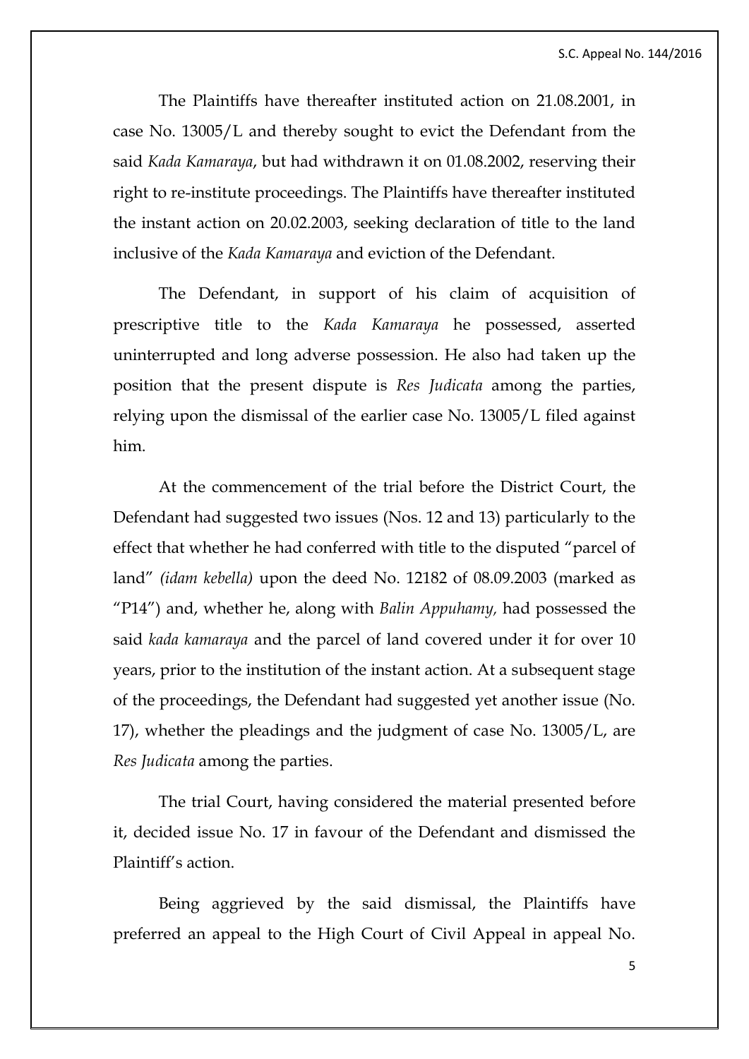The Plaintiffs have thereafter instituted action on 21.08.2001, in case No. 13005/L and thereby sought to evict the Defendant from the said *Kada Kamaraya*, but had withdrawn it on 01.08.2002, reserving their right to re-institute proceedings. The Plaintiffs have thereafter instituted the instant action on 20.02.2003, seeking declaration of title to the land inclusive of the *Kada Kamaraya* and eviction of the Defendant.

The Defendant, in support of his claim of acquisition of prescriptive title to the *Kada Kamaraya* he possessed, asserted uninterrupted and long adverse possession. He also had taken up the position that the present dispute is *Res Judicata* among the parties, relying upon the dismissal of the earlier case No. 13005/L filed against him.

At the commencement of the trial before the District Court, the Defendant had suggested two issues (Nos. 12 and 13) particularly to the effect that whether he had conferred with title to the disputed "parcel of land" *(idam kebella)* upon the deed No. 12182 of 08.09.2003 (marked as "P14") and, whether he, along with *Balin Appuhamy,* had possessed the said *kada kamaraya* and the parcel of land covered under it for over 10 years, prior to the institution of the instant action. At a subsequent stage of the proceedings, the Defendant had suggested yet another issue (No. 17), whether the pleadings and the judgment of case No. 13005/L, are *Res Judicata* among the parties.

The trial Court, having considered the material presented before it, decided issue No. 17 in favour of the Defendant and dismissed the Plaintiff's action.

Being aggrieved by the said dismissal, the Plaintiffs have preferred an appeal to the High Court of Civil Appeal in appeal No.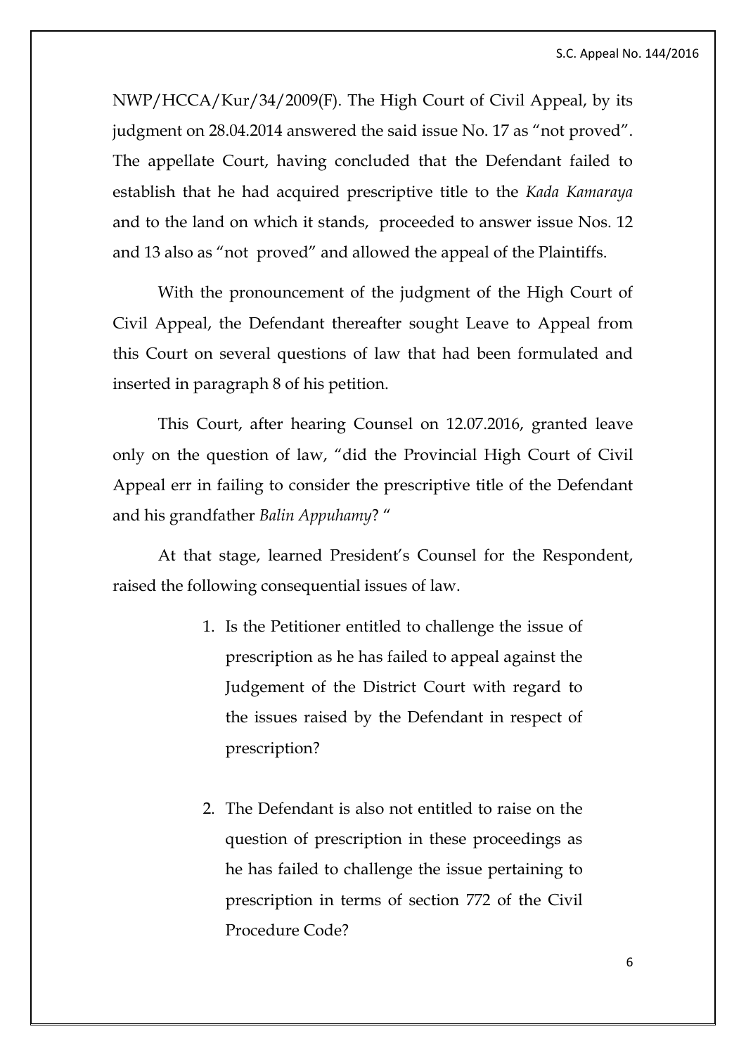NWP/HCCA/Kur/34/2009(F). The High Court of Civil Appeal, by its judgment on 28.04.2014 answered the said issue No. 17 as "not proved". The appellate Court, having concluded that the Defendant failed to establish that he had acquired prescriptive title to the *Kada Kamaraya* and to the land on which it stands, proceeded to answer issue Nos. 12 and 13 also as "not proved" and allowed the appeal of the Plaintiffs.

With the pronouncement of the judgment of the High Court of Civil Appeal, the Defendant thereafter sought Leave to Appeal from this Court on several questions of law that had been formulated and inserted in paragraph 8 of his petition.

This Court, after hearing Counsel on 12.07.2016, granted leave only on the question of law, "did the Provincial High Court of Civil Appeal err in failing to consider the prescriptive title of the Defendant and his grandfather *Balin Appuhamy*? "

At that stage, learned President's Counsel for the Respondent, raised the following consequential issues of law.

1. Is the Petitioner entitled to challenge the issue of prescription as he has failed to appeal against the Judgement of the District Court with regard to the issues raised by the Defendant in respect of prescription?

2. The Defendant is also not entitled to raise on the question of prescription in these proceedings as he has failed to challenge the issue pertaining to prescription in terms of section 772 of the Civil Procedure Code?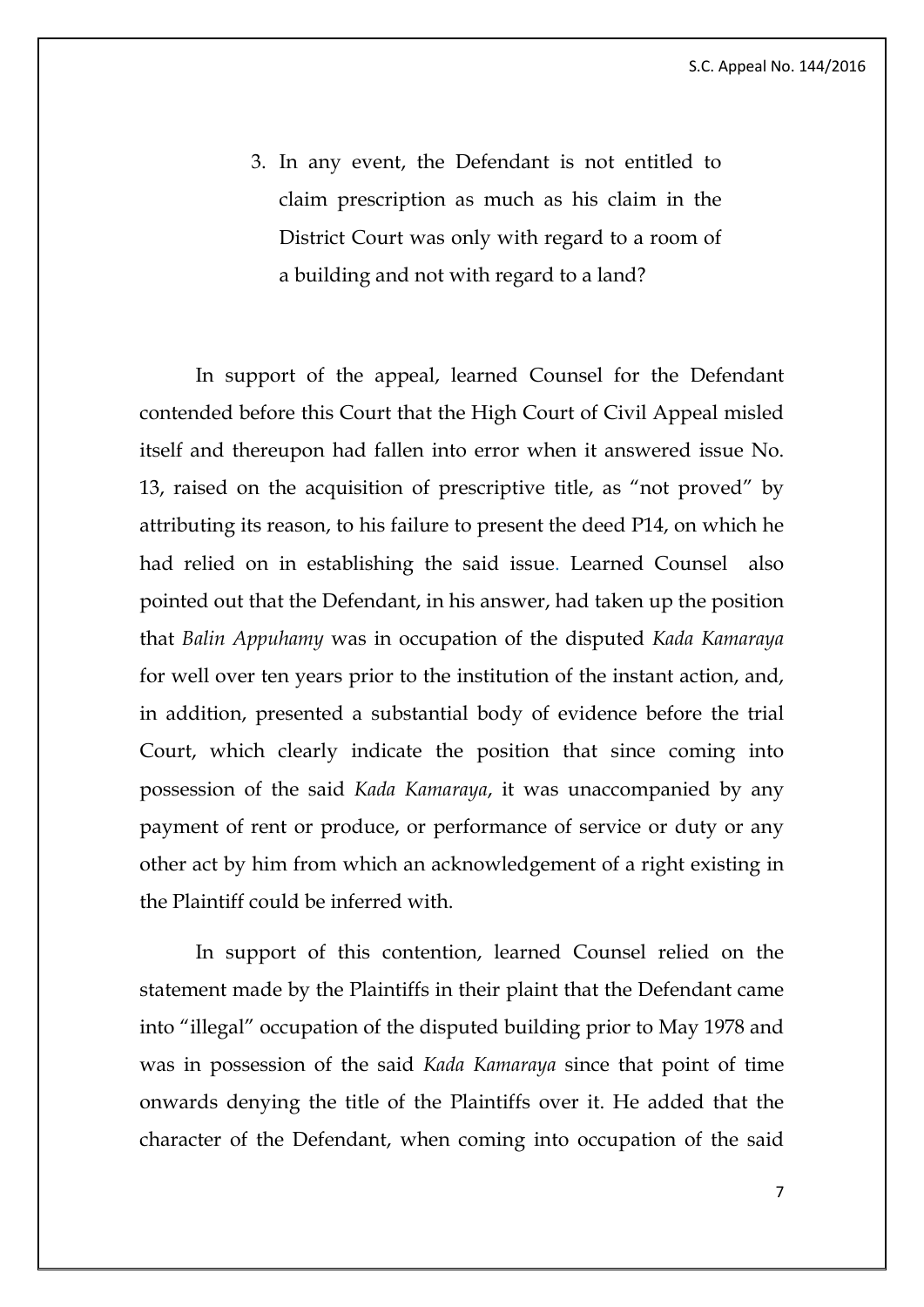3. In any event, the Defendant is not entitled to claim prescription as much as his claim in the District Court was only with regard to a room of a building and not with regard to a land?

In support of the appeal, learned Counsel for the Defendant contended before this Court that the High Court of Civil Appeal misled itself and thereupon had fallen into error when it answered issue No. 13, raised on the acquisition of prescriptive title, as "not proved" by attributing its reason, to his failure to present the deed P14, on which he had relied on in establishing the said issue. Learned Counsel also pointed out that the Defendant, in his answer, had taken up the position that *Balin Appuhamy* was in occupation of the disputed *Kada Kamaraya* for well over ten years prior to the institution of the instant action, and, in addition, presented a substantial body of evidence before the trial Court, which clearly indicate the position that since coming into possession of the said *Kada Kamaraya*, it was unaccompanied by any payment of rent or produce, or performance of service or duty or any other act by him from which an acknowledgement of a right existing in the Plaintiff could be inferred with.

In support of this contention, learned Counsel relied on the statement made by the Plaintiffs in their plaint that the Defendant came into "illegal" occupation of the disputed building prior to May 1978 and was in possession of the said *Kada Kamaraya* since that point of time onwards denying the title of the Plaintiffs over it. He added that the character of the Defendant, when coming into occupation of the said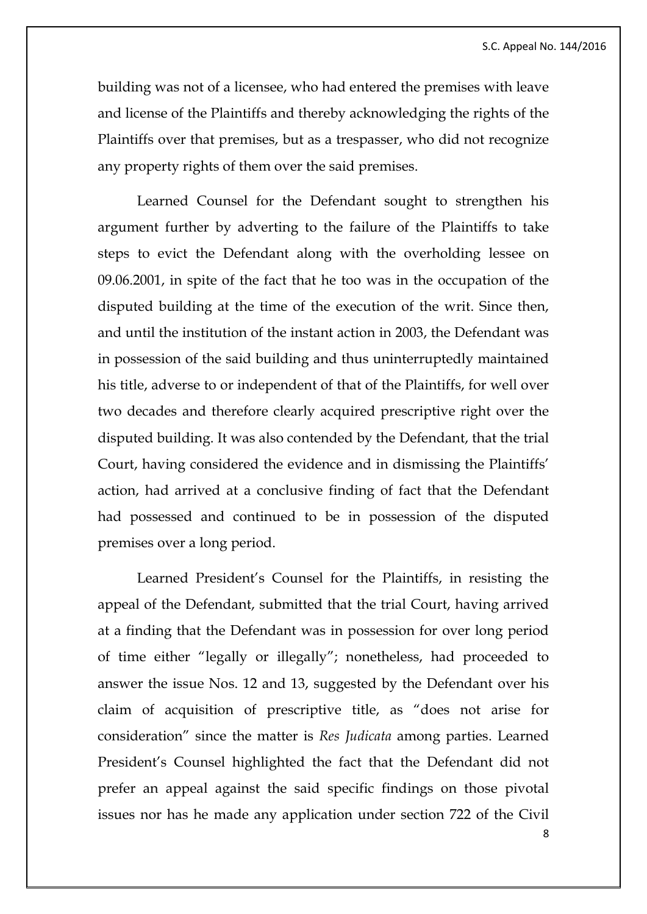building was not of a licensee, who had entered the premises with leave and license of the Plaintiffs and thereby acknowledging the rights of the Plaintiffs over that premises, but as a trespasser, who did not recognize any property rights of them over the said premises.

Learned Counsel for the Defendant sought to strengthen his argument further by adverting to the failure of the Plaintiffs to take steps to evict the Defendant along with the overholding lessee on 09.06.2001, in spite of the fact that he too was in the occupation of the disputed building at the time of the execution of the writ. Since then, and until the institution of the instant action in 2003, the Defendant was in possession of the said building and thus uninterruptedly maintained his title, adverse to or independent of that of the Plaintiffs, for well over two decades and therefore clearly acquired prescriptive right over the disputed building. It was also contended by the Defendant, that the trial Court, having considered the evidence and in dismissing the Plaintiffs' action, had arrived at a conclusive finding of fact that the Defendant had possessed and continued to be in possession of the disputed premises over a long period.

Learned President's Counsel for the Plaintiffs, in resisting the appeal of the Defendant, submitted that the trial Court, having arrived at a finding that the Defendant was in possession for over long period of time either "legally or illegally"; nonetheless, had proceeded to answer the issue Nos. 12 and 13, suggested by the Defendant over his claim of acquisition of prescriptive title, as "does not arise for consideration" since the matter is *Res Judicata* among parties. Learned President's Counsel highlighted the fact that the Defendant did not prefer an appeal against the said specific findings on those pivotal issues nor has he made any application under section 722 of the Civil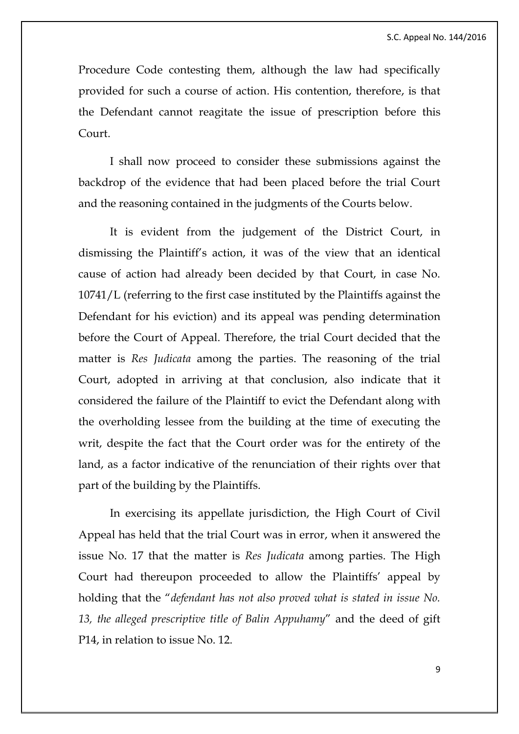Procedure Code contesting them, although the law had specifically provided for such a course of action. His contention, therefore, is that the Defendant cannot reagitate the issue of prescription before this Court.

I shall now proceed to consider these submissions against the backdrop of the evidence that had been placed before the trial Court and the reasoning contained in the judgments of the Courts below.

It is evident from the judgement of the District Court, in dismissing the Plaintiff's action, it was of the view that an identical cause of action had already been decided by that Court, in case No. 10741/L (referring to the first case instituted by the Plaintiffs against the Defendant for his eviction) and its appeal was pending determination before the Court of Appeal. Therefore, the trial Court decided that the matter is *Res Judicata* among the parties. The reasoning of the trial Court, adopted in arriving at that conclusion, also indicate that it considered the failure of the Plaintiff to evict the Defendant along with the overholding lessee from the building at the time of executing the writ, despite the fact that the Court order was for the entirety of the land, as a factor indicative of the renunciation of their rights over that part of the building by the Plaintiffs.

In exercising its appellate jurisdiction, the High Court of Civil Appeal has held that the trial Court was in error, when it answered the issue No. 17 that the matter is *Res Judicata* among parties. The High Court had thereupon proceeded to allow the Plaintiffs' appeal by holding that the "*defendant has not also proved what is stated in issue No. 13, the alleged prescriptive title of Balin Appuhamy*" and the deed of gift P14, in relation to issue No. 12.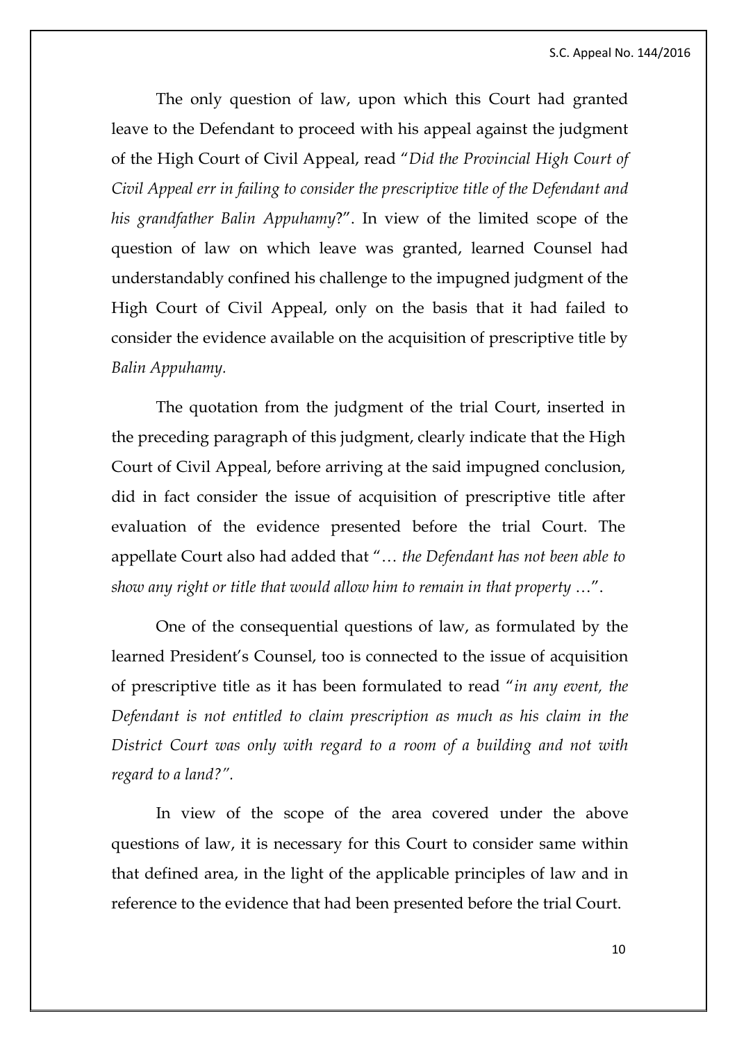The only question of law, upon which this Court had granted leave to the Defendant to proceed with his appeal against the judgment of the High Court of Civil Appeal, read "*Did the Provincial High Court of Civil Appeal err in failing to consider the prescriptive title of the Defendant and his grandfather Balin Appuhamy*?". In view of the limited scope of the question of law on which leave was granted, learned Counsel had understandably confined his challenge to the impugned judgment of the High Court of Civil Appeal, only on the basis that it had failed to consider the evidence available on the acquisition of prescriptive title by *Balin Appuhamy.*

The quotation from the judgment of the trial Court, inserted in the preceding paragraph of this judgment, clearly indicate that the High Court of Civil Appeal, before arriving at the said impugned conclusion, did in fact consider the issue of acquisition of prescriptive title after evaluation of the evidence presented before the trial Court. The appellate Court also had added that "… *the Defendant has not been able to show any right or title that would allow him to remain in that property* …".

One of the consequential questions of law, as formulated by the learned President's Counsel, too is connected to the issue of acquisition of prescriptive title as it has been formulated to read "*in any event, the Defendant is not entitled to claim prescription as much as his claim in the District Court was only with regard to a room of a building and not with regard to a land?".*

In view of the scope of the area covered under the above questions of law, it is necessary for this Court to consider same within that defined area, in the light of the applicable principles of law and in reference to the evidence that had been presented before the trial Court.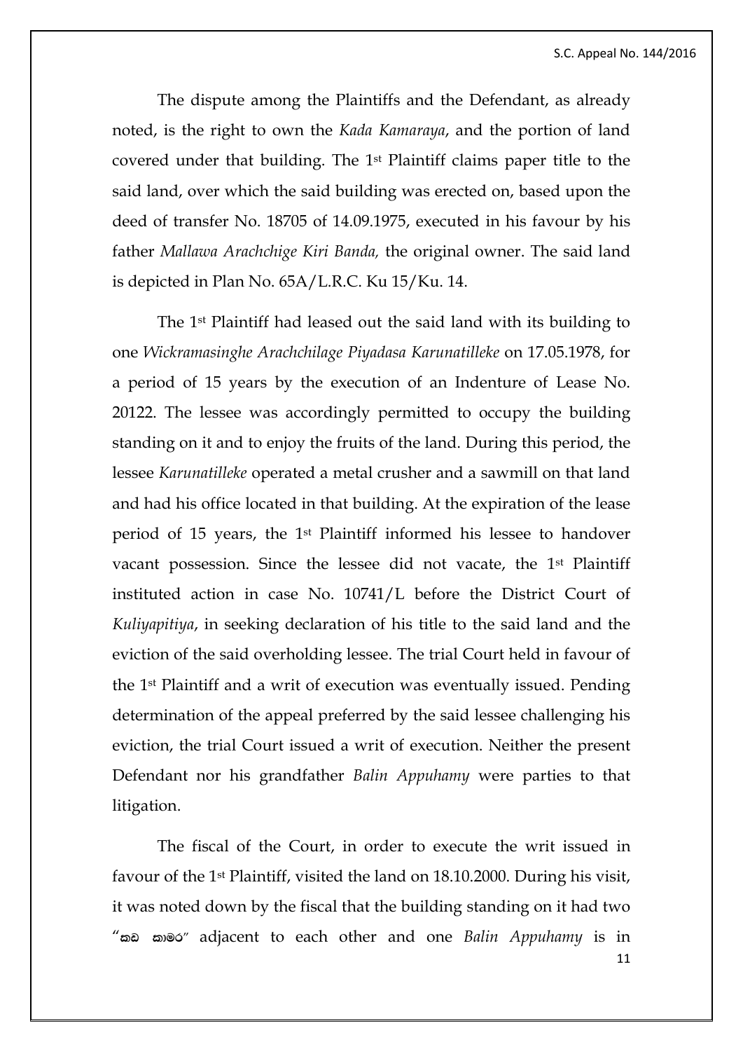The dispute among the Plaintiffs and the Defendant, as already noted, is the right to own the *Kada Kamaraya*, and the portion of land covered under that building. The 1st Plaintiff claims paper title to the said land, over which the said building was erected on, based upon the deed of transfer No. 18705 of 14.09.1975, executed in his favour by his father *Mallawa Arachchige Kiri Banda,* the original owner. The said land is depicted in Plan No. 65A/L.R.C. Ku 15/Ku. 14.

The 1st Plaintiff had leased out the said land with its building to one *Wickramasinghe Arachchilage Piyadasa Karunatilleke* on 17.05.1978, for a period of 15 years by the execution of an Indenture of Lease No. 20122. The lessee was accordingly permitted to occupy the building standing on it and to enjoy the fruits of the land. During this period, the lessee *Karunatilleke* operated a metal crusher and a sawmill on that land and had his office located in that building. At the expiration of the lease period of 15 years, the 1st Plaintiff informed his lessee to handover vacant possession. Since the lessee did not vacate, the 1st Plaintiff instituted action in case No. 10741/L before the District Court of *Kuliyapitiya*, in seeking declaration of his title to the said land and the eviction of the said overholding lessee. The trial Court held in favour of the 1st Plaintiff and a writ of execution was eventually issued. Pending determination of the appeal preferred by the said lessee challenging his eviction, the trial Court issued a writ of execution. Neither the present Defendant nor his grandfather *Balin Appuhamy* were parties to that litigation.

The fiscal of the Court, in order to execute the writ issued in favour of the 1st Plaintiff, visited the land on 18.10.2000. During his visit, it was noted down by the fiscal that the building standing on it had two "කඩ කාමර" adjacent to each other and one *Balin Appuhamy* is in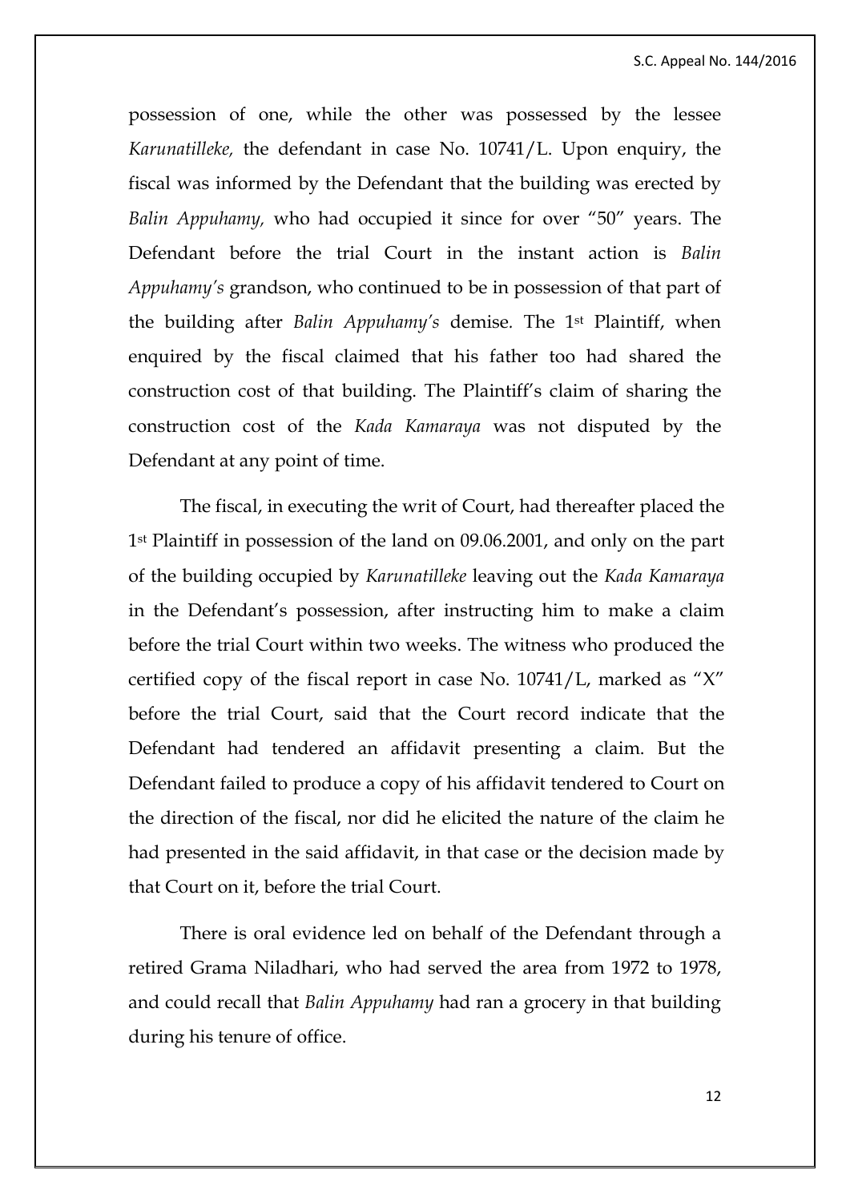possession of one, while the other was possessed by the lessee *Karunatilleke,* the defendant in case No. 10741/L. Upon enquiry, the fiscal was informed by the Defendant that the building was erected by *Balin Appuhamy,* who had occupied it since for over "50" years. The Defendant before the trial Court in the instant action is *Balin Appuhamy's* grandson, who continued to be in possession of that part of the building after *Balin Appuhamy's* demise. The 1st Plaintiff, when enquired by the fiscal claimed that his father too had shared the construction cost of that building. The Plaintiff's claim of sharing the construction cost of the *Kada Kamaraya* was not disputed by the Defendant at any point of time.

The fiscal, in executing the writ of Court, had thereafter placed the 1st Plaintiff in possession of the land on 09.06.2001, and only on the part of the building occupied by *Karunatilleke* leaving out the *Kada Kamaraya* in the Defendant's possession, after instructing him to make a claim before the trial Court within two weeks. The witness who produced the certified copy of the fiscal report in case No. 10741/L, marked as "X" before the trial Court, said that the Court record indicate that the Defendant had tendered an affidavit presenting a claim. But the Defendant failed to produce a copy of his affidavit tendered to Court on the direction of the fiscal, nor did he elicited the nature of the claim he had presented in the said affidavit, in that case or the decision made by that Court on it, before the trial Court.

There is oral evidence led on behalf of the Defendant through a retired Grama Niladhari, who had served the area from 1972 to 1978, and could recall that *Balin Appuhamy* had ran a grocery in that building during his tenure of office.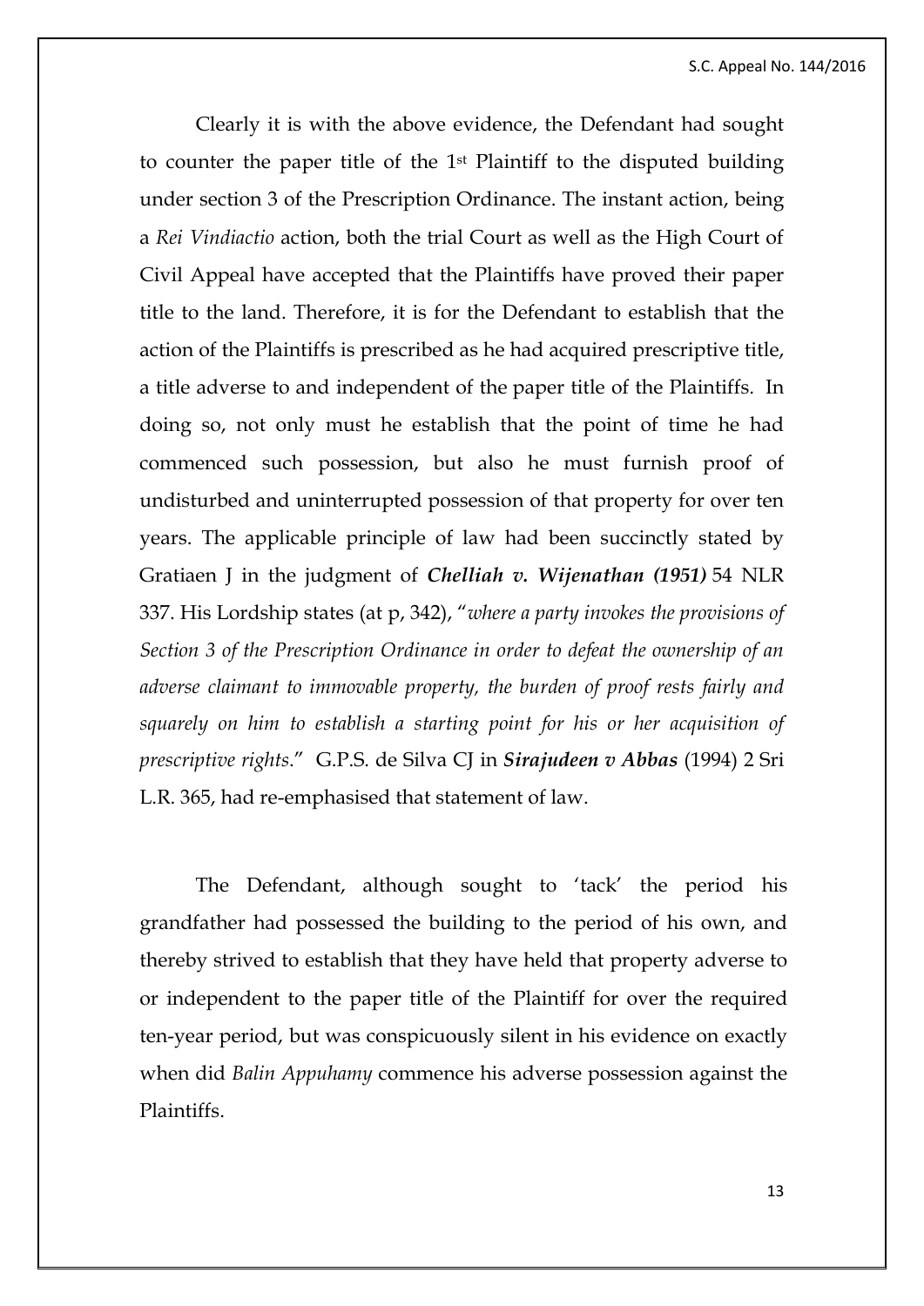Clearly it is with the above evidence, the Defendant had sought to counter the paper title of the 1st Plaintiff to the disputed building under section 3 of the Prescription Ordinance. The instant action, being a *Rei Vindiactio* action, both the trial Court as well as the High Court of Civil Appeal have accepted that the Plaintiffs have proved their paper title to the land. Therefore, it is for the Defendant to establish that the action of the Plaintiffs is prescribed as he had acquired prescriptive title, a title adverse to and independent of the paper title of the Plaintiffs. In doing so, not only must he establish that the point of time he had commenced such possession, but also he must furnish proof of undisturbed and uninterrupted possession of that property for over ten years. The applicable principle of law had been succinctly stated by Gratiaen J in the judgment of ***Chelliah v. Wijenathan (1951)*** 54 NLR 337. His Lordship states (at p, 342), "*where a party invokes the provisions of Section 3 of the Prescription Ordinance in order to defeat the ownership of an adverse claimant to immovable property, the burden of proof rests fairly and squarely on him to establish a starting point for his or her acquisition of prescriptive rights*." G.P.S. de Silva CJ in ***Sirajudeen v Abbas*** (1994) 2 Sri L.R. 365, had re-emphasised that statement of law.

The Defendant, although sought to 'tack' the period his grandfather had possessed the building to the period of his own, and thereby strived to establish that they have held that property adverse to or independent to the paper title of the Plaintiff for over the required ten-year period, but was conspicuously silent in his evidence on exactly when did *Balin Appuhamy* commence his adverse possession against the Plaintiffs.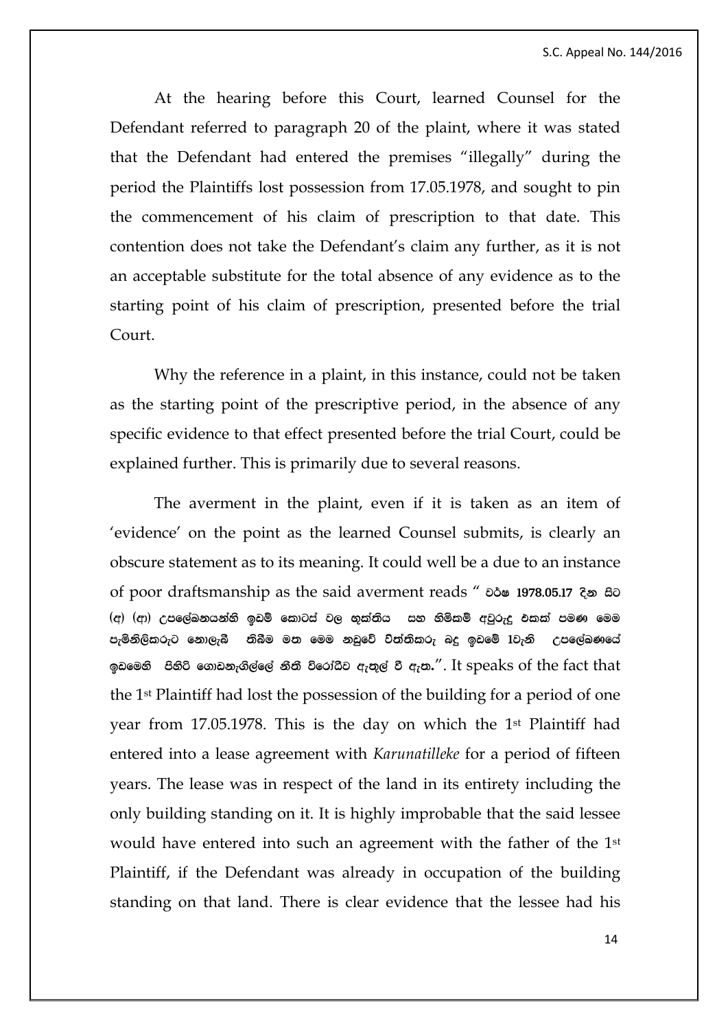At the hearing before this Court, learned Counsel for the Defendant referred to paragraph 20 of the plaint, where it was stated that the Defendant had entered the premises "illegally" during the period the Plaintiffs lost possession from 17.05.1978, and sought to pin the commencement of his claim of prescription to that date. This contention does not take the Defendant's claim any further, as it is not an acceptable substitute for the total absence of any evidence as to the starting point of his claim of prescription, presented before the trial Court.

Why the reference in a plaint, in this instance, could not be taken as the starting point of the prescriptive period, in the absence of any specific evidence to that effect presented before the trial Court, could be explained further. This is primarily due to several reasons.

The averment in the plaint, even if it is taken as an item of 'evidence' on the point as the learned Counsel submits, is clearly an obscure statement as to its meaning. It could well be a due to an instance of poor draftsmanship as the said averment reads " **වර්ෂ 1978.05.17 දින සිට (අ) (ආ) උපලේඛනයන්හි ඉඩම් කොටස් වල භුක්තිය සහ හිමිකම් අවුරුදු එකක් පමණ මෙම පැමිනිලිකරුට නොලැබී තිබීම මත මෙම නඩුවේ විත්තිකරු බදු ඉඩමේ 1වැනි උපලේඛණයේ ඉඩමෙහි පිහිටි ගොඩනැගිල්ලේ නීති විරෝධීව ඇතුල් වී ඇත.**". It speaks of the fact that the 1st Plaintiff had lost the possession of the building for a period of one year from 17.05.1978. This is the day on which the 1st Plaintiff had entered into a lease agreement with *Karunatilleke* for a period of fifteen years. The lease was in respect of the land in its entirety including the only building standing on it. It is highly improbable that the said lessee would have entered into such an agreement with the father of the 1st Plaintiff, if the Defendant was already in occupation of the building standing on that land. There is clear evidence that the lessee had his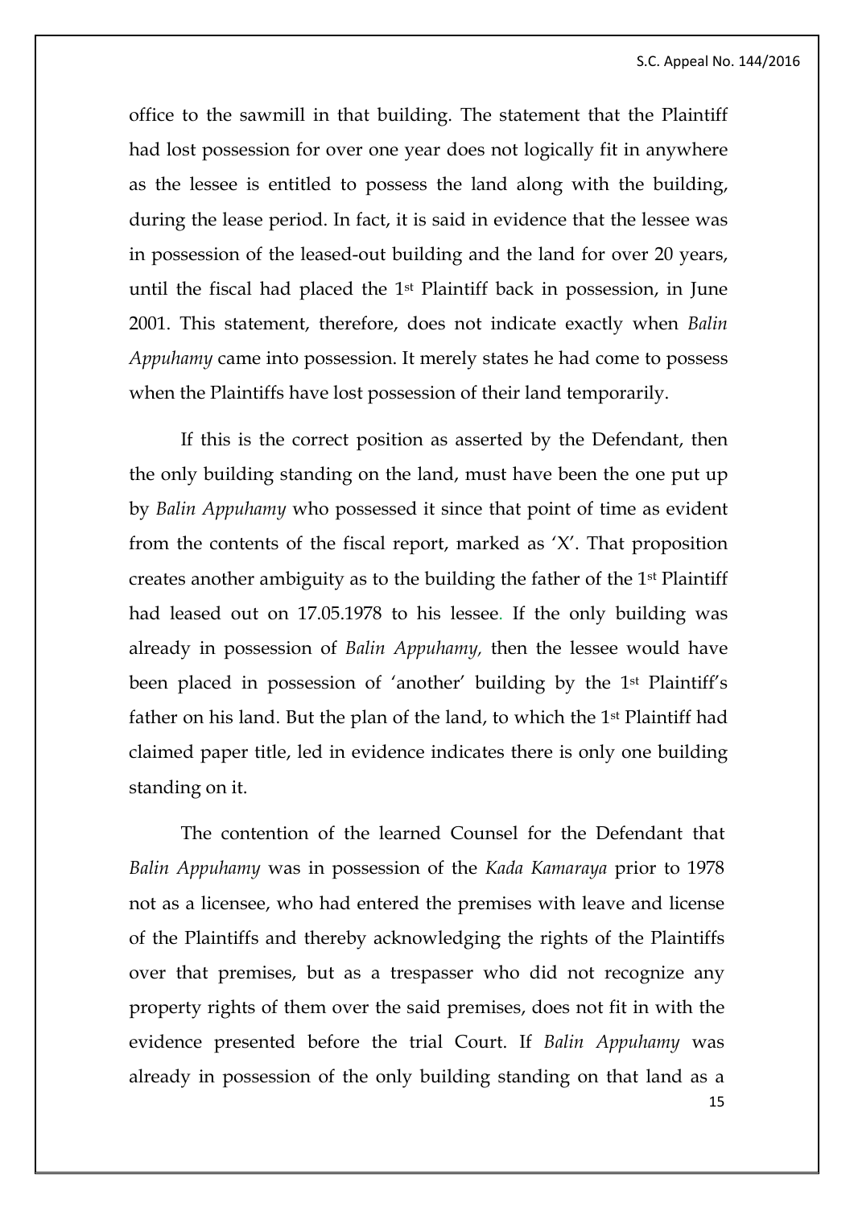office to the sawmill in that building. The statement that the Plaintiff had lost possession for over one year does not logically fit in anywhere as the lessee is entitled to possess the land along with the building, during the lease period. In fact, it is said in evidence that the lessee was in possession of the leased-out building and the land for over 20 years, until the fiscal had placed the 1st Plaintiff back in possession, in June 2001. This statement, therefore, does not indicate exactly when *Balin Appuhamy* came into possession. It merely states he had come to possess when the Plaintiffs have lost possession of their land temporarily.

If this is the correct position as asserted by the Defendant, then the only building standing on the land, must have been the one put up by *Balin Appuhamy* who possessed it since that point of time as evident from the contents of the fiscal report, marked as 'X'. That proposition creates another ambiguity as to the building the father of the 1st Plaintiff had leased out on 17.05.1978 to his lessee. If the only building was already in possession of *Balin Appuhamy,* then the lessee would have been placed in possession of 'another' building by the 1st Plaintiff's father on his land. But the plan of the land, to which the 1st Plaintiff had claimed paper title, led in evidence indicates there is only one building standing on it.

The contention of the learned Counsel for the Defendant that *Balin Appuhamy* was in possession of the *Kada Kamaraya* prior to 1978 not as a licensee, who had entered the premises with leave and license of the Plaintiffs and thereby acknowledging the rights of the Plaintiffs over that premises, but as a trespasser who did not recognize any property rights of them over the said premises, does not fit in with the evidence presented before the trial Court. If *Balin Appuhamy* was already in possession of the only building standing on that land as a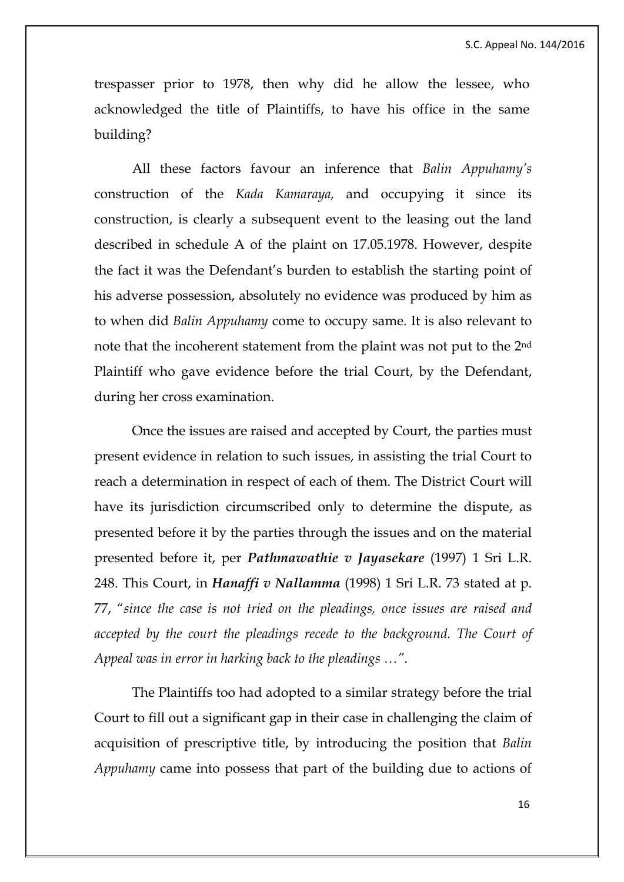trespasser prior to 1978, then why did he allow the lessee, who acknowledged the title of Plaintiffs, to have his office in the same building?

All these factors favour an inference that *Balin Appuhamy's* construction of the *Kada Kamaraya,* and occupying it since its construction, is clearly a subsequent event to the leasing out the land described in schedule A of the plaint on 17.05.1978. However, despite the fact it was the Defendant's burden to establish the starting point of his adverse possession, absolutely no evidence was produced by him as to when did *Balin Appuhamy* come to occupy same. It is also relevant to note that the incoherent statement from the plaint was not put to the 2nd Plaintiff who gave evidence before the trial Court, by the Defendant, during her cross examination.

Once the issues are raised and accepted by Court, the parties must present evidence in relation to such issues, in assisting the trial Court to reach a determination in respect of each of them. The District Court will have its jurisdiction circumscribed only to determine the dispute, as presented before it by the parties through the issues and on the material presented before it, per ***Pathmawathie v Jayasekare*** (1997) 1 Sri L.R. 248. This Court, in ***Hanaffi v Nallamma*** (1998) 1 Sri L.R. 73 stated at p. 77, "*since the case is not tried on the pleadings, once issues are raised and accepted by the court the pleadings recede to the background. The Court of Appeal was in error in harking back to the pleadings …*".

The Plaintiffs too had adopted to a similar strategy before the trial Court to fill out a significant gap in their case in challenging the claim of acquisition of prescriptive title, by introducing the position that *Balin Appuhamy* came into possess that part of the building due to actions of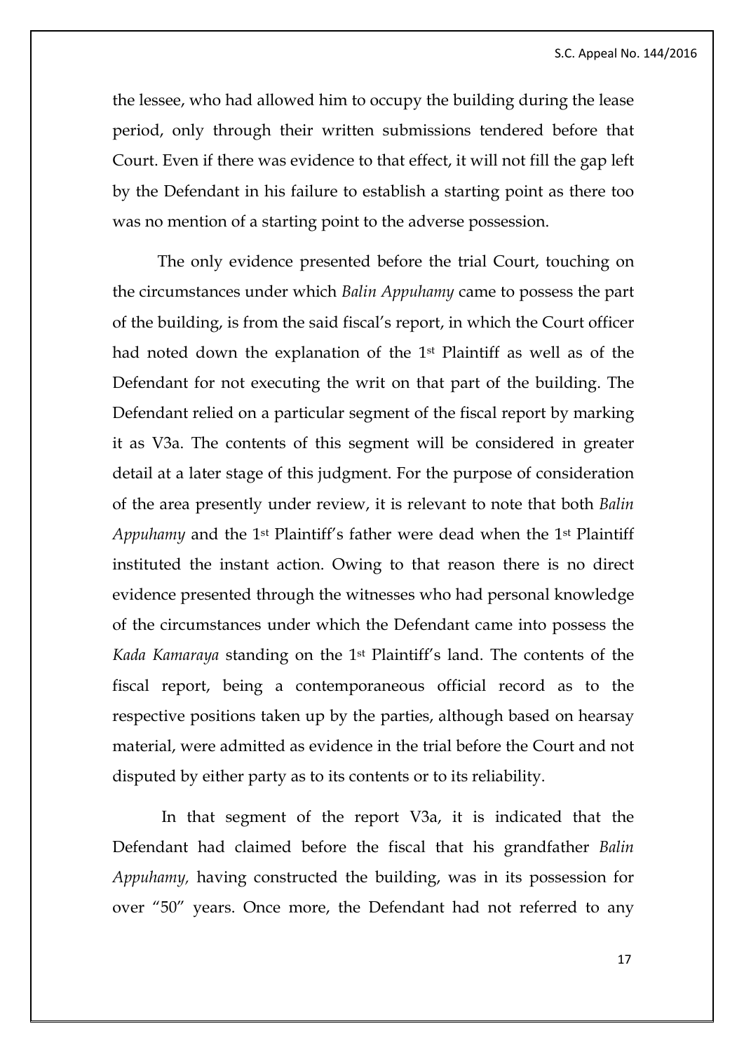the lessee, who had allowed him to occupy the building during the lease period, only through their written submissions tendered before that Court. Even if there was evidence to that effect, it will not fill the gap left by the Defendant in his failure to establish a starting point as there too was no mention of a starting point to the adverse possession.

The only evidence presented before the trial Court, touching on the circumstances under which *Balin Appuhamy* came to possess the part of the building, is from the said fiscal's report, in which the Court officer had noted down the explanation of the 1st Plaintiff as well as of the Defendant for not executing the writ on that part of the building. The Defendant relied on a particular segment of the fiscal report by marking it as V3a. The contents of this segment will be considered in greater detail at a later stage of this judgment. For the purpose of consideration of the area presently under review, it is relevant to note that both *Balin Appuhamy* and the 1st Plaintiff's father were dead when the 1st Plaintiff instituted the instant action. Owing to that reason there is no direct evidence presented through the witnesses who had personal knowledge of the circumstances under which the Defendant came into possess the *Kada Kamaraya* standing on the 1st Plaintiff's land. The contents of the fiscal report, being a contemporaneous official record as to the respective positions taken up by the parties, although based on hearsay material, were admitted as evidence in the trial before the Court and not disputed by either party as to its contents or to its reliability.

In that segment of the report V3a, it is indicated that the Defendant had claimed before the fiscal that his grandfather *Balin Appuhamy,* having constructed the building, was in its possession for over "50" years. Once more, the Defendant had not referred to any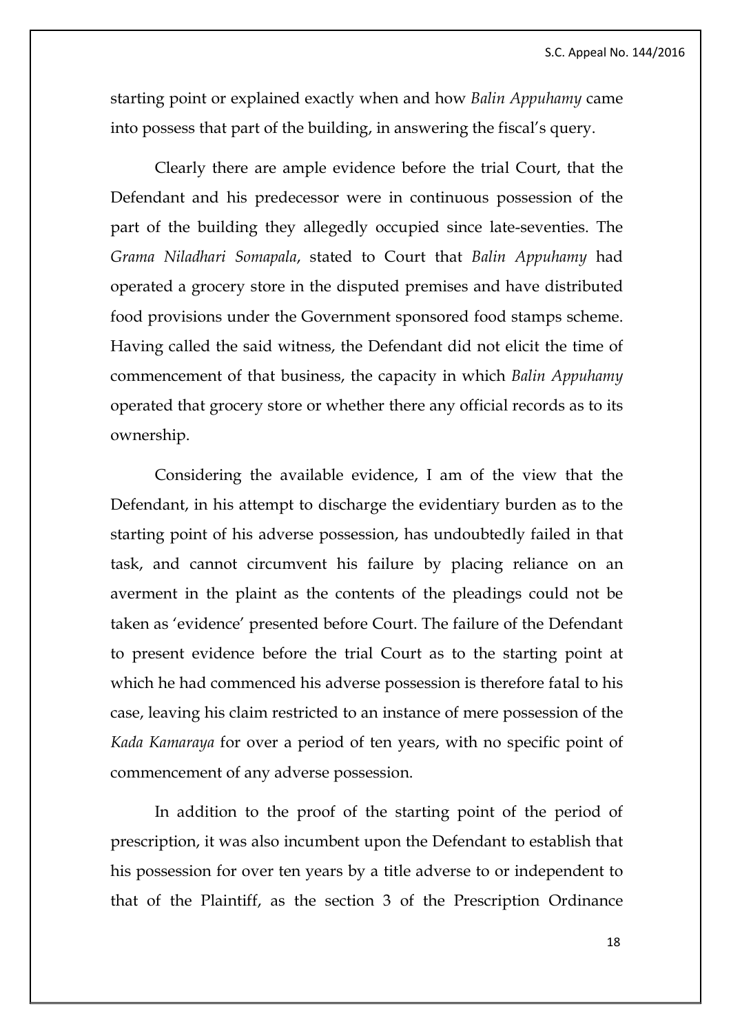starting point or explained exactly when and how *Balin Appuhamy* came into possess that part of the building, in answering the fiscal's query.

Clearly there are ample evidence before the trial Court, that the Defendant and his predecessor were in continuous possession of the part of the building they allegedly occupied since late-seventies. The *Grama Niladhari Somapala*, stated to Court that *Balin Appuhamy* had operated a grocery store in the disputed premises and have distributed food provisions under the Government sponsored food stamps scheme. Having called the said witness, the Defendant did not elicit the time of commencement of that business, the capacity in which *Balin Appuhamy* operated that grocery store or whether there any official records as to its ownership.

Considering the available evidence, I am of the view that the Defendant, in his attempt to discharge the evidentiary burden as to the starting point of his adverse possession, has undoubtedly failed in that task, and cannot circumvent his failure by placing reliance on an averment in the plaint as the contents of the pleadings could not be taken as 'evidence' presented before Court. The failure of the Defendant to present evidence before the trial Court as to the starting point at which he had commenced his adverse possession is therefore fatal to his case, leaving his claim restricted to an instance of mere possession of the *Kada Kamaraya* for over a period of ten years, with no specific point of commencement of any adverse possession.

In addition to the proof of the starting point of the period of prescription, it was also incumbent upon the Defendant to establish that his possession for over ten years by a title adverse to or independent to that of the Plaintiff, as the section 3 of the Prescription Ordinance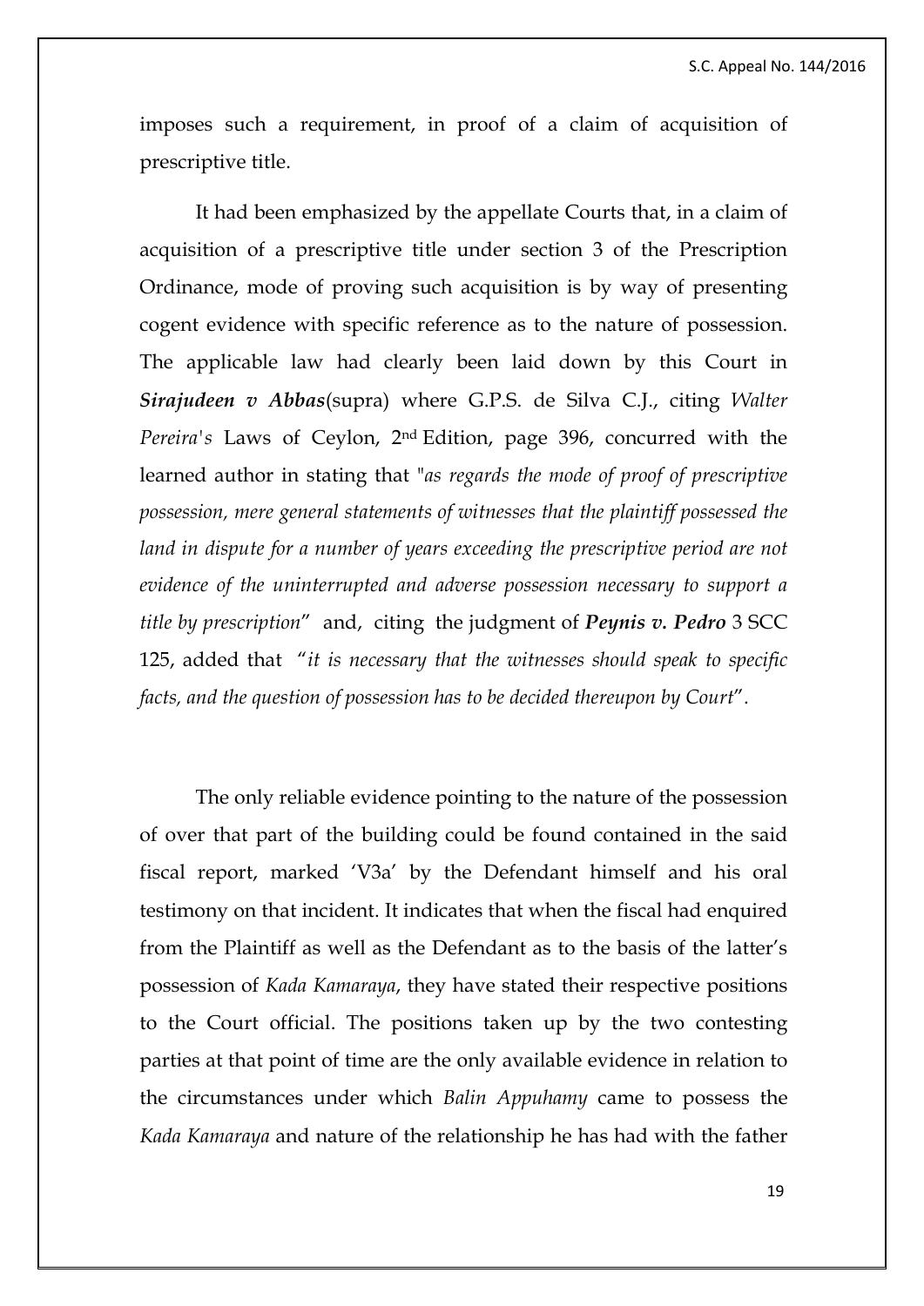imposes such a requirement, in proof of a claim of acquisition of prescriptive title.

It had been emphasized by the appellate Courts that, in a claim of acquisition of a prescriptive title under section 3 of the Prescription Ordinance, mode of proving such acquisition is by way of presenting cogent evidence with specific reference as to the nature of possession. The applicable law had clearly been laid down by this Court in ***Sirajudeen v Abbas***(supra) where G.P.S. de Silva C.J., citing *Walter Pereira's* Laws of Ceylon, 2nd Edition, page 396, concurred with the learned author in stating that "*as regards the mode of proof of prescriptive possession, mere general statements of witnesses that the plaintiff possessed the land in dispute for a number of years exceeding the prescriptive period are not evidence of the uninterrupted and adverse possession necessary to support a title by prescription*" and, citing the judgment of ***Peynis v. Pedro*** 3 SCC 125, added that "*it is necessary that the witnesses should speak to specific facts, and the question of possession has to be decided thereupon by Court*".

The only reliable evidence pointing to the nature of the possession of over that part of the building could be found contained in the said fiscal report, marked 'V3a' by the Defendant himself and his oral testimony on that incident. It indicates that when the fiscal had enquired from the Plaintiff as well as the Defendant as to the basis of the latter's possession of *Kada Kamaraya*, they have stated their respective positions to the Court official. The positions taken up by the two contesting parties at that point of time are the only available evidence in relation to the circumstances under which *Balin Appuhamy* came to possess the *Kada Kamaraya* and nature of the relationship he has had with the father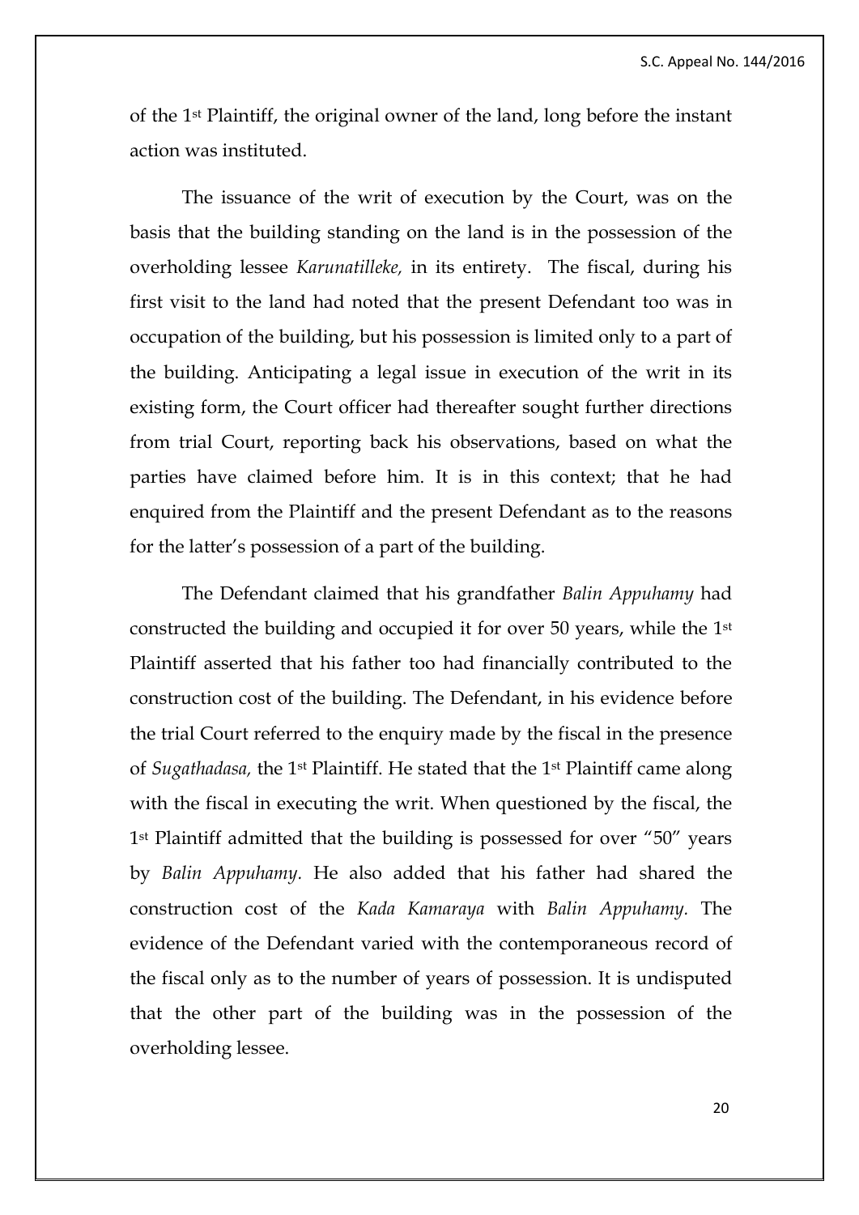of the 1st Plaintiff, the original owner of the land, long before the instant action was instituted.

The issuance of the writ of execution by the Court, was on the basis that the building standing on the land is in the possession of the overholding lessee *Karunatilleke,* in its entirety. The fiscal, during his first visit to the land had noted that the present Defendant too was in occupation of the building, but his possession is limited only to a part of the building. Anticipating a legal issue in execution of the writ in its existing form, the Court officer had thereafter sought further directions from trial Court, reporting back his observations, based on what the parties have claimed before him. It is in this context; that he had enquired from the Plaintiff and the present Defendant as to the reasons for the latter's possession of a part of the building.

The Defendant claimed that his grandfather *Balin Appuhamy* had constructed the building and occupied it for over 50 years, while the 1st Plaintiff asserted that his father too had financially contributed to the construction cost of the building. The Defendant, in his evidence before the trial Court referred to the enquiry made by the fiscal in the presence of *Sugathadasa,* the 1st Plaintiff. He stated that the 1st Plaintiff came along with the fiscal in executing the writ. When questioned by the fiscal, the 1st Plaintiff admitted that the building is possessed for over "50" years by *Balin Appuhamy.* He also added that his father had shared the construction cost of the *Kada Kamaraya* with *Balin Appuhamy.* The evidence of the Defendant varied with the contemporaneous record of the fiscal only as to the number of years of possession. It is undisputed that the other part of the building was in the possession of the overholding lessee.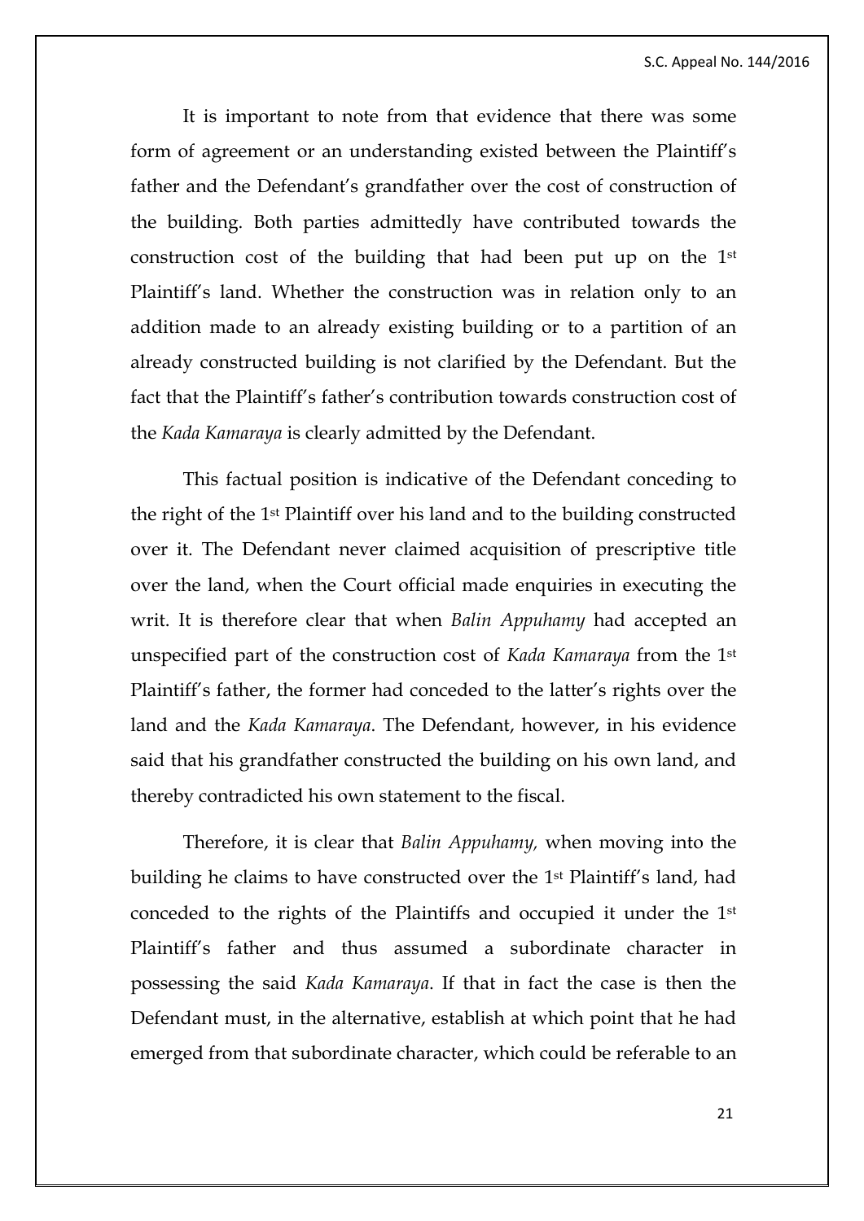It is important to note from that evidence that there was some form of agreement or an understanding existed between the Plaintiff's father and the Defendant's grandfather over the cost of construction of the building. Both parties admittedly have contributed towards the construction cost of the building that had been put up on the 1st Plaintiff's land. Whether the construction was in relation only to an addition made to an already existing building or to a partition of an already constructed building is not clarified by the Defendant. But the fact that the Plaintiff's father's contribution towards construction cost of the *Kada Kamaraya* is clearly admitted by the Defendant.

This factual position is indicative of the Defendant conceding to the right of the 1st Plaintiff over his land and to the building constructed over it. The Defendant never claimed acquisition of prescriptive title over the land, when the Court official made enquiries in executing the writ. It is therefore clear that when *Balin Appuhamy* had accepted an unspecified part of the construction cost of *Kada Kamaraya* from the 1st Plaintiff's father, the former had conceded to the latter's rights over the land and the *Kada Kamaraya*. The Defendant, however, in his evidence said that his grandfather constructed the building on his own land, and thereby contradicted his own statement to the fiscal.

Therefore, it is clear that *Balin Appuhamy,* when moving into the building he claims to have constructed over the 1st Plaintiff's land, had conceded to the rights of the Plaintiffs and occupied it under the 1st Plaintiff's father and thus assumed a subordinate character in possessing the said *Kada Kamaraya*. If that in fact the case is then the Defendant must, in the alternative, establish at which point that he had emerged from that subordinate character, which could be referable to an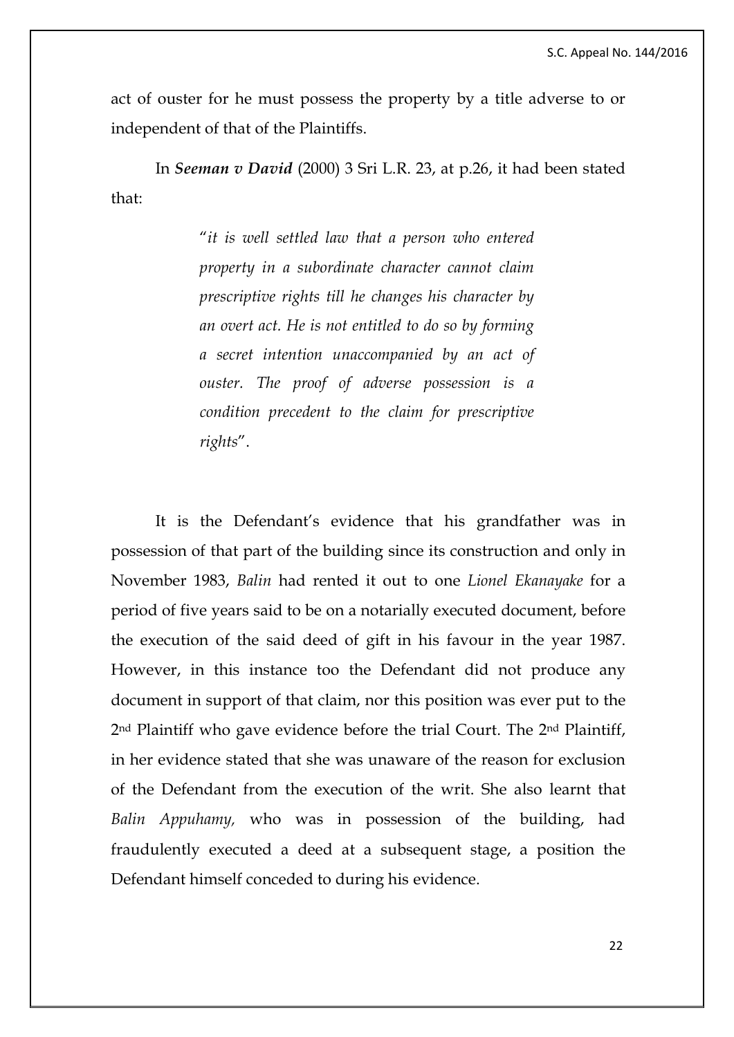act of ouster for he must possess the property by a title adverse to or independent of that of the Plaintiffs.

In ***Seeman v David*** (2000) 3 Sri L.R. 23, at p.26, it had been stated that:

> "*it is well settled law that a person who entered property in a subordinate character cannot claim prescriptive rights till he changes his character by an overt act. He is not entitled to do so by forming a secret intention unaccompanied by an act of ouster. The proof of adverse possession is a condition precedent to the claim for prescriptive rights*".

It is the Defendant's evidence that his grandfather was in possession of that part of the building since its construction and only in November 1983, *Balin* had rented it out to one *Lionel Ekanayake* for a period of five years said to be on a notarially executed document, before the execution of the said deed of gift in his favour in the year 1987. However, in this instance too the Defendant did not produce any document in support of that claim, nor this position was ever put to the 2nd Plaintiff who gave evidence before the trial Court. The 2nd Plaintiff, in her evidence stated that she was unaware of the reason for exclusion of the Defendant from the execution of the writ. She also learnt that *Balin Appuhamy,* who was in possession of the building, had fraudulently executed a deed at a subsequent stage, a position the Defendant himself conceded to during his evidence.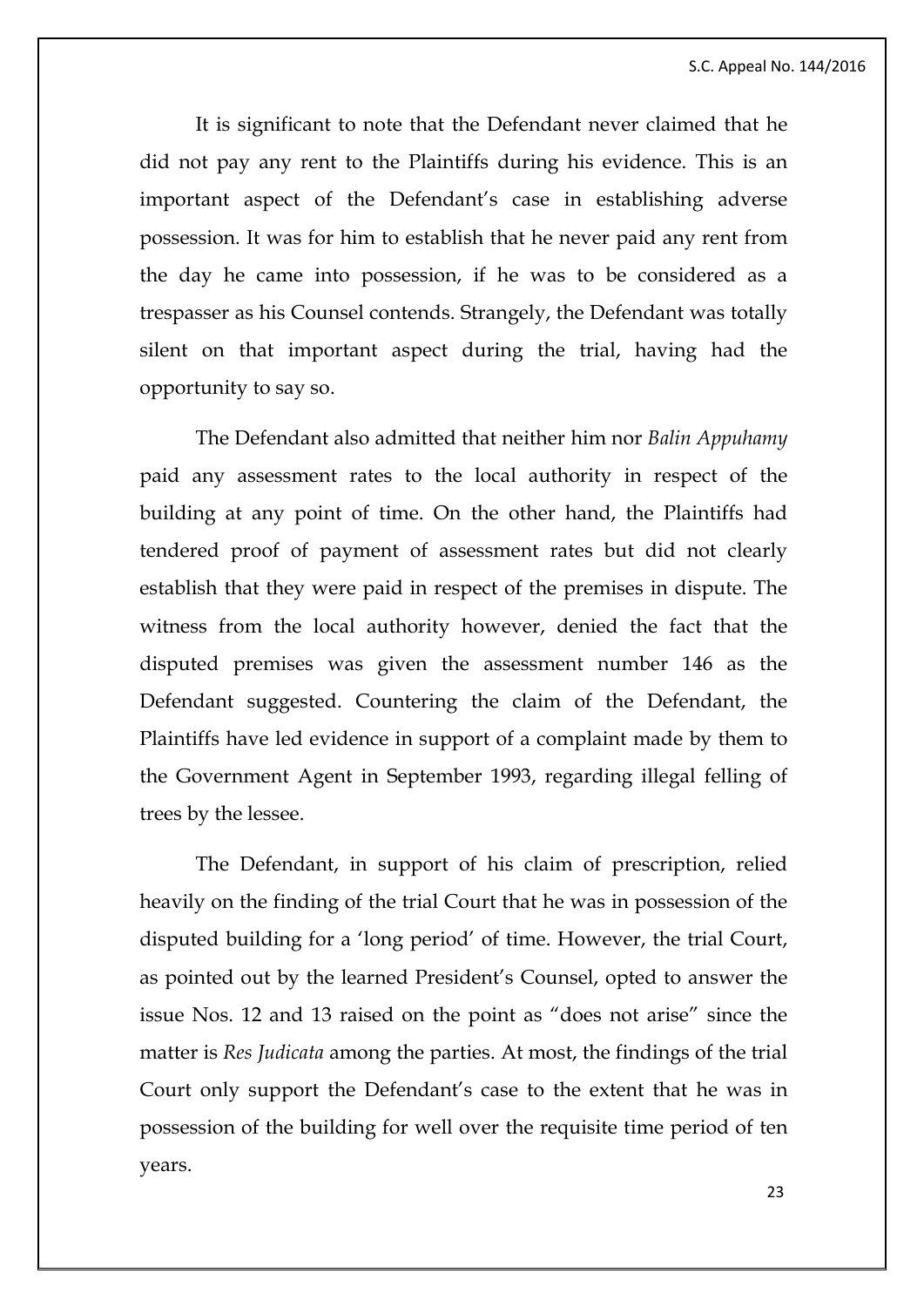It is significant to note that the Defendant never claimed that he did not pay any rent to the Plaintiffs during his evidence. This is an important aspect of the Defendant's case in establishing adverse possession. It was for him to establish that he never paid any rent from the day he came into possession, if he was to be considered as a trespasser as his Counsel contends. Strangely, the Defendant was totally silent on that important aspect during the trial, having had the opportunity to say so.

The Defendant also admitted that neither him nor *Balin Appuhamy* paid any assessment rates to the local authority in respect of the building at any point of time. On the other hand, the Plaintiffs had tendered proof of payment of assessment rates but did not clearly establish that they were paid in respect of the premises in dispute. The witness from the local authority however, denied the fact that the disputed premises was given the assessment number 146 as the Defendant suggested. Countering the claim of the Defendant, the Plaintiffs have led evidence in support of a complaint made by them to the Government Agent in September 1993, regarding illegal felling of trees by the lessee.

The Defendant, in support of his claim of prescription, relied heavily on the finding of the trial Court that he was in possession of the disputed building for a 'long period' of time. However, the trial Court, as pointed out by the learned President's Counsel, opted to answer the issue Nos. 12 and 13 raised on the point as "does not arise" since the matter is *Res Judicata* among the parties. At most, the findings of the trial Court only support the Defendant's case to the extent that he was in possession of the building for well over the requisite time period of ten years.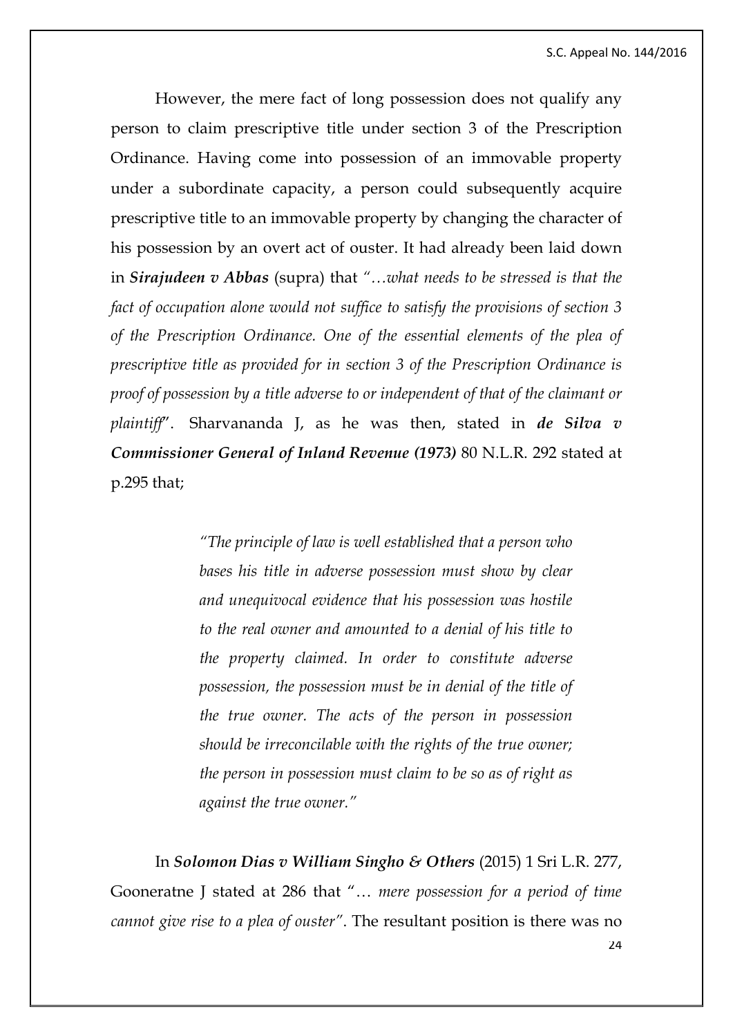However, the mere fact of long possession does not qualify any person to claim prescriptive title under section 3 of the Prescription Ordinance. Having come into possession of an immovable property under a subordinate capacity, a person could subsequently acquire prescriptive title to an immovable property by changing the character of his possession by an overt act of ouster. It had already been laid down in ***Sirajudeen v Abbas*** (supra) that "*…what needs to be stressed is that the fact of occupation alone would not suffice to satisfy the provisions of section 3 of the Prescription Ordinance. One of the essential elements of the plea of prescriptive title as provided for in section 3 of the Prescription Ordinance is proof of possession by a title adverse to or independent of that of the claimant or plaintiff*". Sharvananda J, as he was then, stated in ***de Silva v Commissioner General of Inland Revenue (1973)*** 80 N.L.R. 292 stated at p.295 that;

> "*The principle of law is well established that a person who bases his title in adverse possession must show by clear and unequivocal evidence that his possession was hostile to the real owner and amounted to a denial of his title to the property claimed. In order to constitute adverse possession, the possession must be in denial of the title of the true owner. The acts of the person in possession should be irreconcilable with the rights of the true owner; the person in possession must claim to be so as of right as against the true owner.*"

In ***Solomon Dias v William Singho & Others*** (2015) 1 Sri L.R. 277, Gooneratne J stated at 286 that "*… mere possession for a period of time cannot give rise to a plea of ouster*". The resultant position is there was no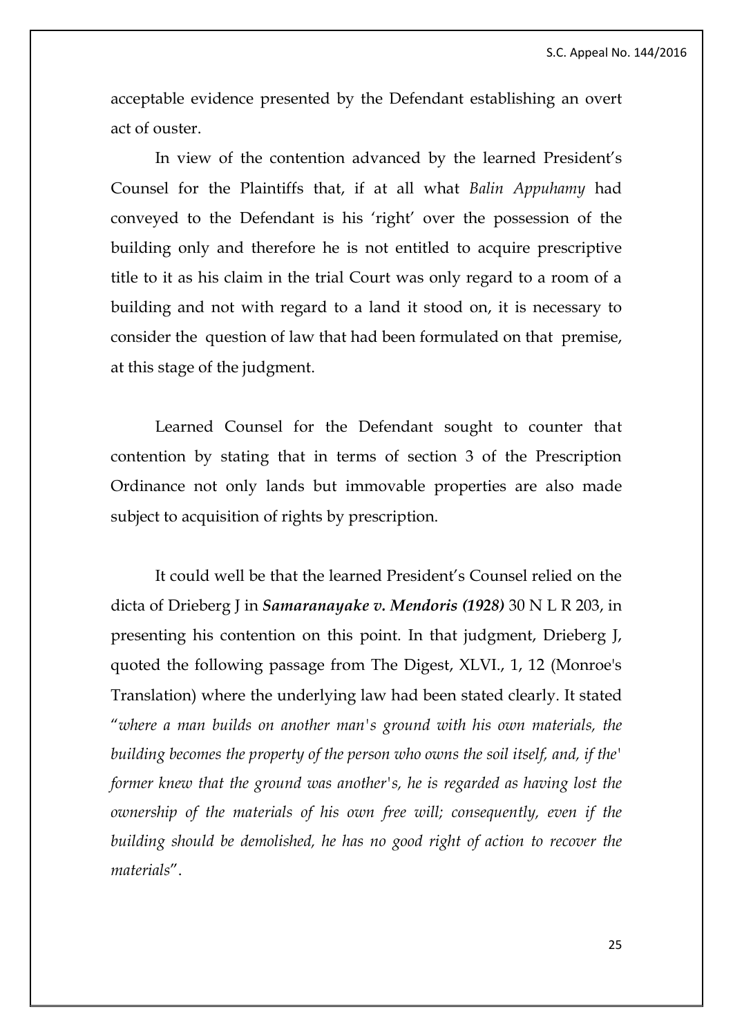acceptable evidence presented by the Defendant establishing an overt act of ouster.

In view of the contention advanced by the learned President's Counsel for the Plaintiffs that, if at all what *Balin Appuhamy* had conveyed to the Defendant is his 'right' over the possession of the building only and therefore he is not entitled to acquire prescriptive title to it as his claim in the trial Court was only regard to a room of a building and not with regard to a land it stood on, it is necessary to consider the question of law that had been formulated on that premise, at this stage of the judgment.

Learned Counsel for the Defendant sought to counter that contention by stating that in terms of section 3 of the Prescription Ordinance not only lands but immovable properties are also made subject to acquisition of rights by prescription.

It could well be that the learned President's Counsel relied on the dicta of Drieberg J in ***Samaranayake v. Mendoris (1928)*** 30 N L R 203, in presenting his contention on this point. In that judgment, Drieberg J, quoted the following passage from The Digest, XLVI., 1, 12 (Monroe's Translation) where the underlying law had been stated clearly. It stated "*where a man builds on another man's ground with his own materials, the building becomes the property of the person who owns the soil itself, and, if the' former knew that the ground was another's, he is regarded as having lost the ownership of the materials of his own free will; consequently, even if the building should be demolished, he has no good right of action to recover the materials*".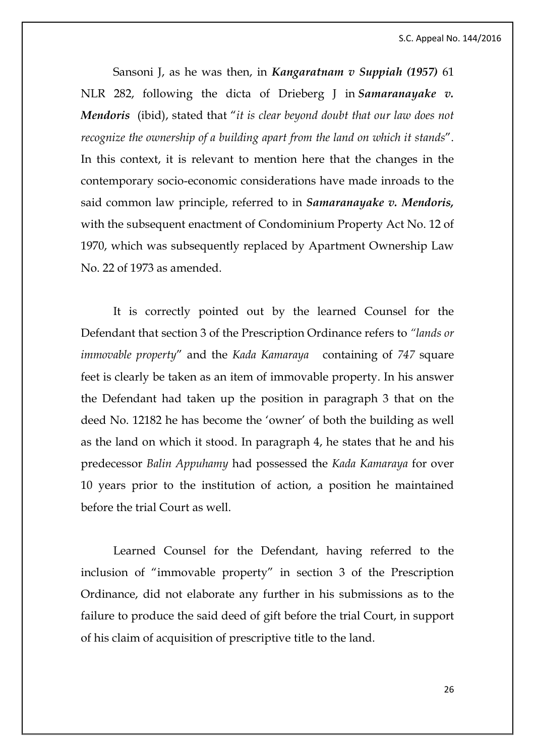Sansoni J, as he was then, in ***Kangaratnam v Suppiah (1957)*** 61 NLR 282, following the dicta of Drieberg J in ***Samaranayake v. Mendoris*** (ibid), stated that "*it is clear beyond doubt that our law does not recognize the ownership of a building apart from the land on which it stands*". In this context, it is relevant to mention here that the changes in the contemporary socio-economic considerations have made inroads to the said common law principle, referred to in ***Samaranayake v. Mendoris,*** with the subsequent enactment of Condominium Property Act No. 12 of 1970, which was subsequently replaced by Apartment Ownership Law No. 22 of 1973 as amended.

It is correctly pointed out by the learned Counsel for the Defendant that section 3 of the Prescription Ordinance refers to *"lands or immovable property*" and the *Kada Kamaraya* containing of *747* square feet is clearly be taken as an item of immovable property. In his answer the Defendant had taken up the position in paragraph 3 that on the deed No. 12182 he has become the 'owner' of both the building as well as the land on which it stood. In paragraph 4, he states that he and his predecessor *Balin Appuhamy* had possessed the *Kada Kamaraya* for over 10 years prior to the institution of action, a position he maintained before the trial Court as well.

Learned Counsel for the Defendant, having referred to the inclusion of "immovable property" in section 3 of the Prescription Ordinance, did not elaborate any further in his submissions as to the failure to produce the said deed of gift before the trial Court, in support of his claim of acquisition of prescriptive title to the land.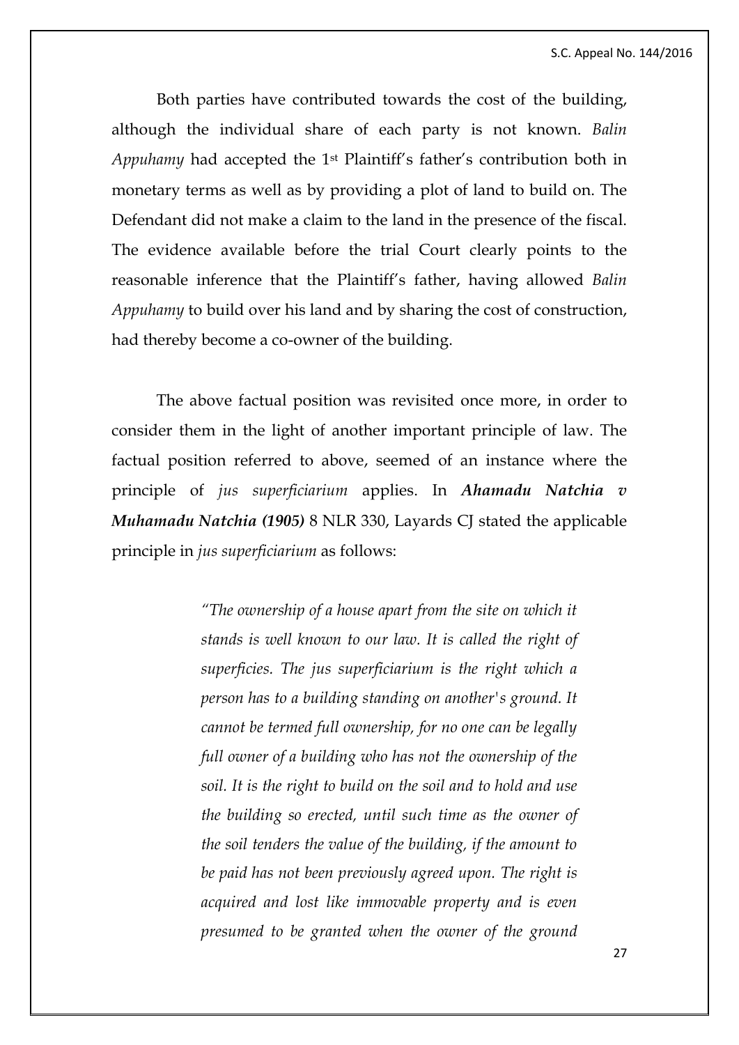Both parties have contributed towards the cost of the building, although the individual share of each party is not known. *Balin Appuhamy* had accepted the 1st Plaintiff's father's contribution both in monetary terms as well as by providing a plot of land to build on. The Defendant did not make a claim to the land in the presence of the fiscal. The evidence available before the trial Court clearly points to the reasonable inference that the Plaintiff's father, having allowed *Balin Appuhamy* to build over his land and by sharing the cost of construction, had thereby become a co-owner of the building.

The above factual position was revisited once more, in order to consider them in the light of another important principle of law. The factual position referred to above, seemed of an instance where the principle of *jus superficiarium* applies. In ***Ahamadu Natchia v Muhamadu Natchia (1905)*** 8 NLR 330, Layards CJ stated the applicable principle in *jus superficiarium* as follows:

> *"The ownership of a house apart from the site on which it stands is well known to our law. It is called the right of superficies. The jus superficiarium is the right which a person has to a building standing on another's ground. It cannot be termed full ownership, for no one can be legally full owner of a building who has not the ownership of the soil. It is the right to build on the soil and to hold and use the building so erected, until such time as the owner of the soil tenders the value of the building, if the amount to be paid has not been previously agreed upon. The right is acquired and lost like immovable property and is even presumed to be granted when the owner of the ground*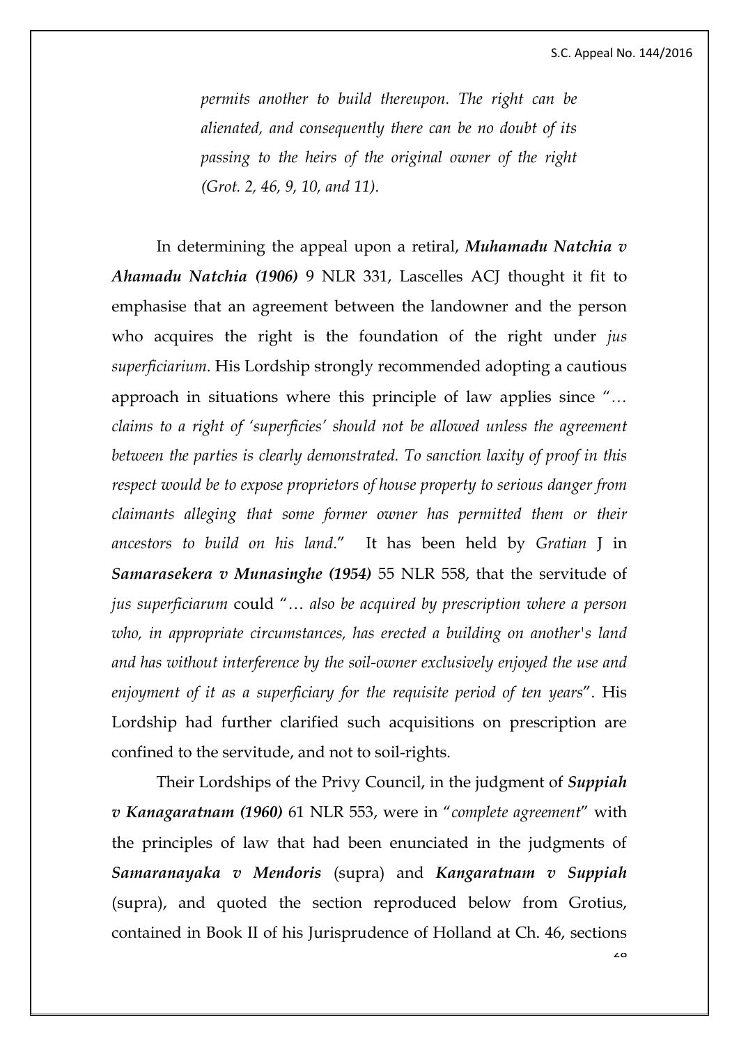> *permits another to build thereupon. The right can be alienated, and consequently there can be no doubt of its passing to the heirs of the original owner of the right (Grot. 2, 46, 9, 10, and 11).*

In determining the appeal upon a retiral, ***Muhamadu Natchia v Ahamadu Natchia (1906)*** 9 NLR 331, Lascelles ACJ thought it fit to emphasise that an agreement between the landowner and the person who acquires the right is the foundation of the right under *jus superficiarium*. His Lordship strongly recommended adopting a cautious approach in situations where this principle of law applies since "*… claims to a right of 'superficies' should not be allowed unless the agreement between the parties is clearly demonstrated. To sanction laxity of proof in this respect would be to expose proprietors of house property to serious danger from claimants alleging that some former owner has permitted them or their ancestors to build on his land*." It has been held by *Gratian* J in ***Samarasekera v Munasinghe (1954)*** 55 NLR 558, that the servitude of *jus superficiarum* could "*… also be acquired by prescription where a person who, in appropriate circumstances, has erected a building on another's land and has without interference by the soil-owner exclusively enjoyed the use and enjoyment of it as a superficiary for the requisite period of ten years*". His Lordship had further clarified such acquisitions on prescription are confined to the servitude, and not to soil-rights.

Their Lordships of the Privy Council, in the judgment of ***Suppiah v Kanagaratnam (1960)*** 61 NLR 553, were in "*complete agreement*" with the principles of law that had been enunciated in the judgments of ***Samaranayaka v Mendoris*** (supra) and ***Kangaratnam v Suppiah*** (supra), and quoted the section reproduced below from Grotius, contained in Book II of his Jurisprudence of Holland at Ch. 46, sections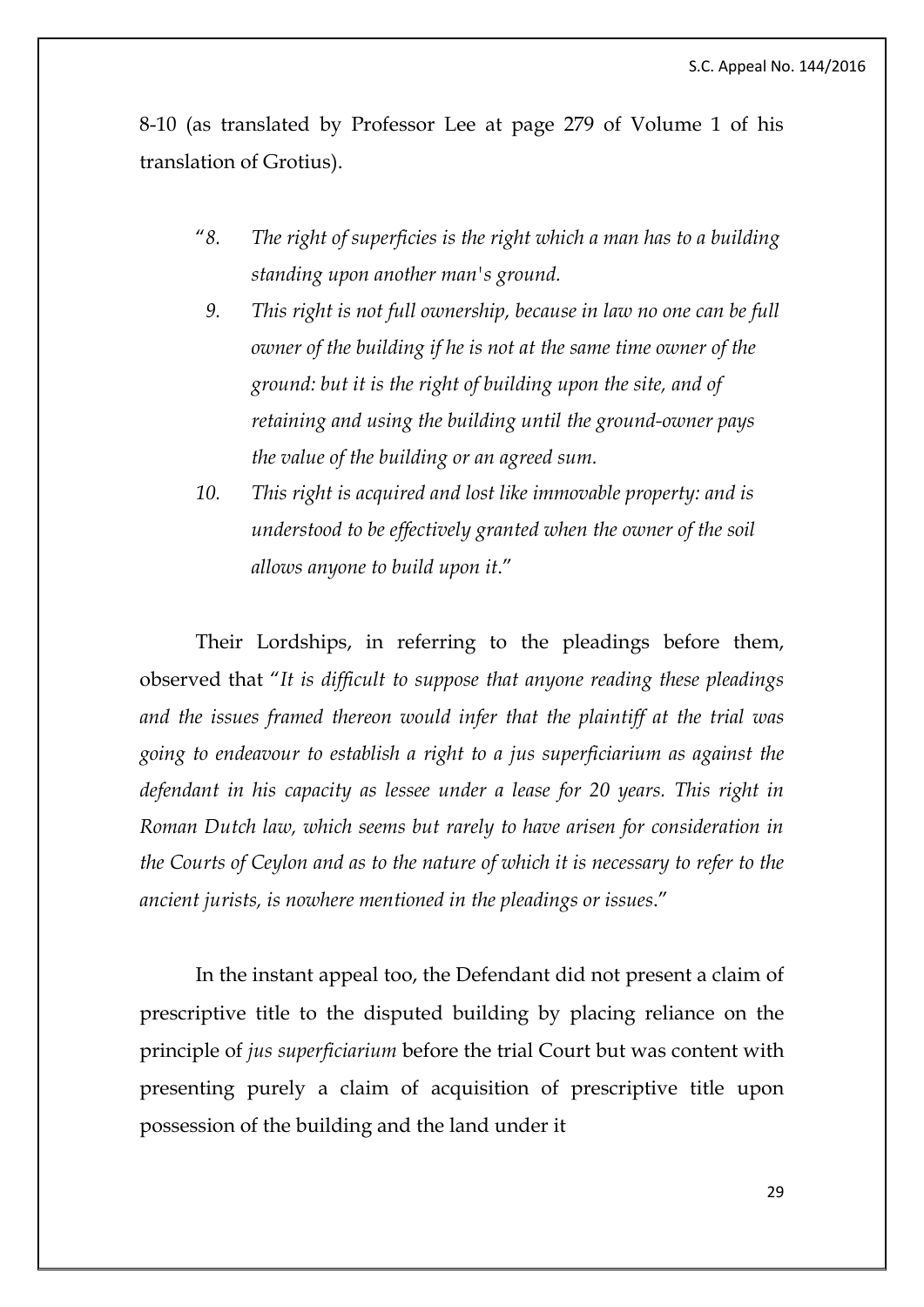8-10 (as translated by Professor Lee at page 279 of Volume 1 of his translation of Grotius).

> "*8. The right of superficies is the right which a man has to a building standing upon another man's ground.*
>
> *9. This right is not full ownership, because in law no one can be full owner of the building if he is not at the same time owner of the ground: but it is the right of building upon the site, and of retaining and using the building until the ground-owner pays the value of the building or an agreed sum.*
>
> *10. This right is acquired and lost like immovable property: and is understood to be effectively granted when the owner of the soil allows anyone to build upon it*."

Their Lordships, in referring to the pleadings before them, observed that "*It is difficult to suppose that anyone reading these pleadings and the issues framed thereon would infer that the plaintiff at the trial was going to endeavour to establish a right to a jus superficiarium as against the defendant in his capacity as lessee under a lease for 20 years. This right in Roman Dutch law, which seems but rarely to have arisen for consideration in the Courts of Ceylon and as to the nature of which it is necessary to refer to the ancient jurists, is nowhere mentioned in the pleadings or issues*."

In the instant appeal too, the Defendant did not present a claim of prescriptive title to the disputed building by placing reliance on the principle of *jus superficiarium* before the trial Court but was content with presenting purely a claim of acquisition of prescriptive title upon possession of the building and the land under it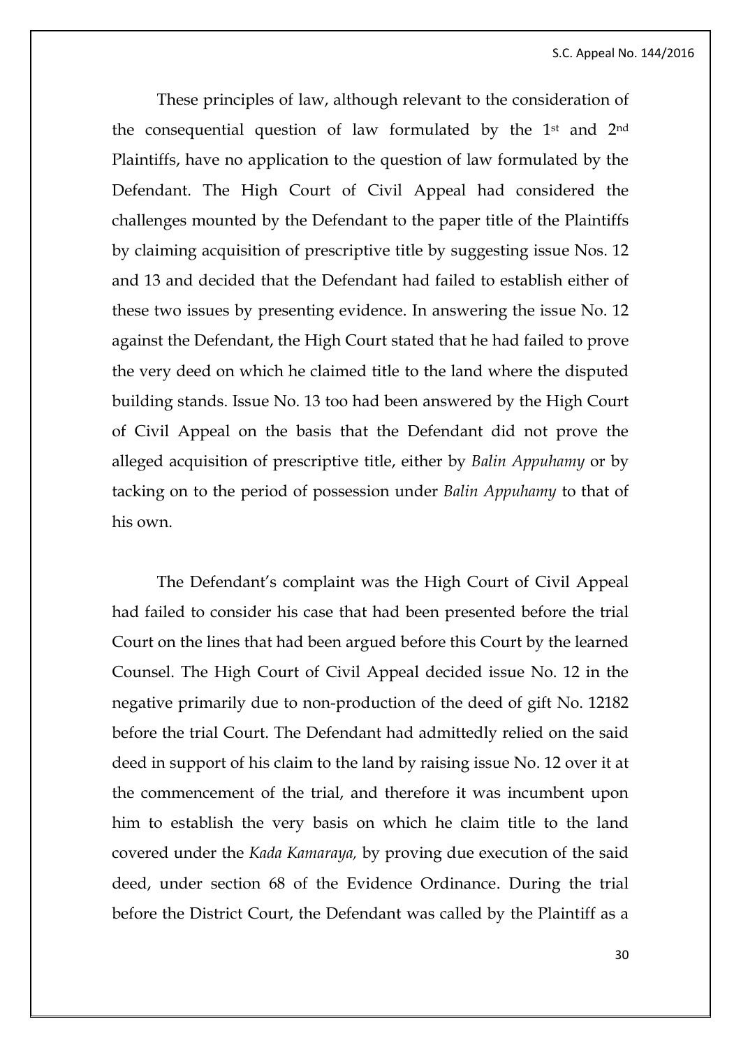These principles of law, although relevant to the consideration of the consequential question of law formulated by the 1st and 2nd Plaintiffs, have no application to the question of law formulated by the Defendant. The High Court of Civil Appeal had considered the challenges mounted by the Defendant to the paper title of the Plaintiffs by claiming acquisition of prescriptive title by suggesting issue Nos. 12 and 13 and decided that the Defendant had failed to establish either of these two issues by presenting evidence. In answering the issue No. 12 against the Defendant, the High Court stated that he had failed to prove the very deed on which he claimed title to the land where the disputed building stands. Issue No. 13 too had been answered by the High Court of Civil Appeal on the basis that the Defendant did not prove the alleged acquisition of prescriptive title, either by *Balin Appuhamy* or by tacking on to the period of possession under *Balin Appuhamy* to that of his own.

The Defendant's complaint was the High Court of Civil Appeal had failed to consider his case that had been presented before the trial Court on the lines that had been argued before this Court by the learned Counsel. The High Court of Civil Appeal decided issue No. 12 in the negative primarily due to non-production of the deed of gift No. 12182 before the trial Court. The Defendant had admittedly relied on the said deed in support of his claim to the land by raising issue No. 12 over it at the commencement of the trial, and therefore it was incumbent upon him to establish the very basis on which he claim title to the land covered under the *Kada Kamaraya,* by proving due execution of the said deed, under section 68 of the Evidence Ordinance. During the trial before the District Court, the Defendant was called by the Plaintiff as a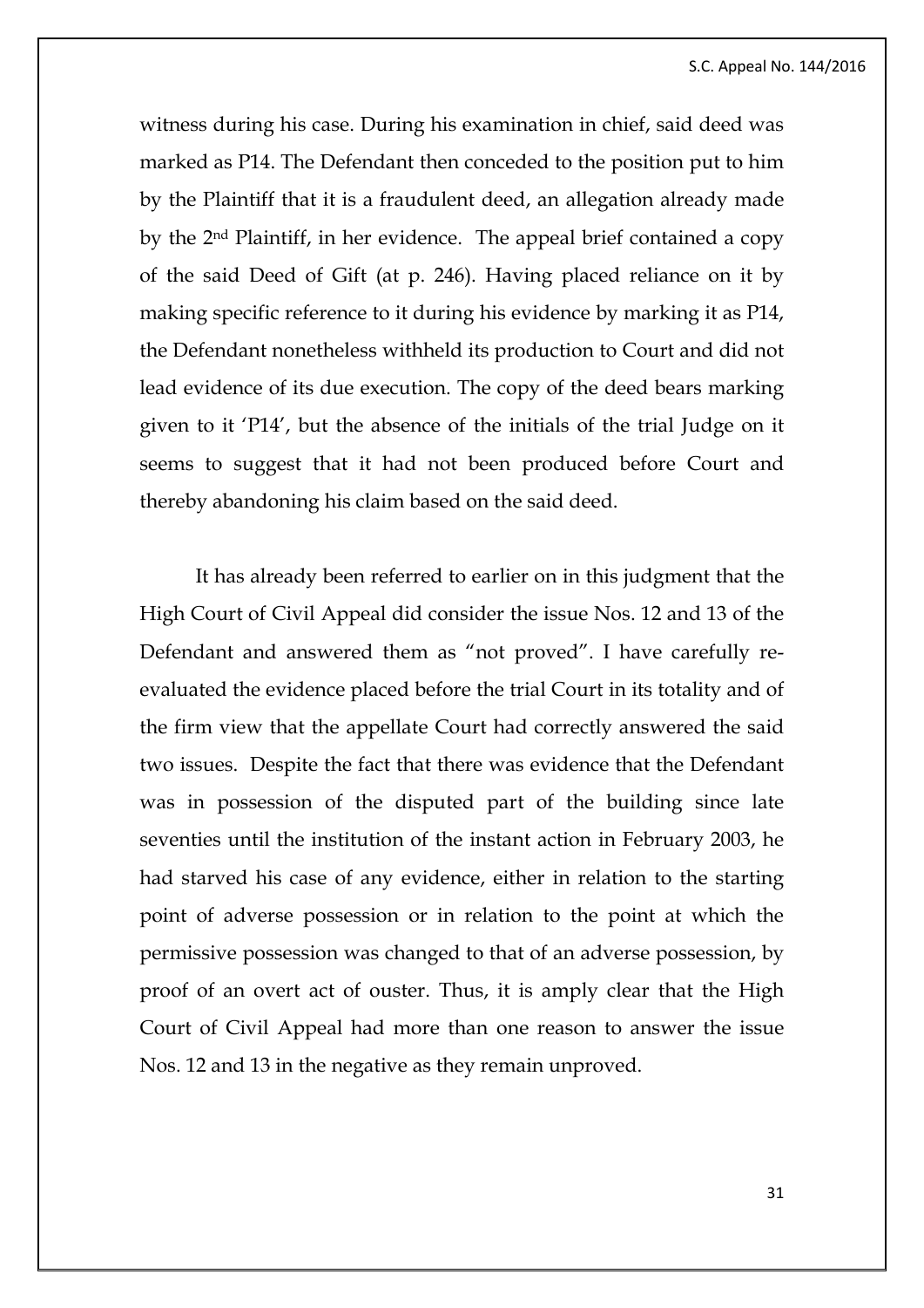witness during his case. During his examination in chief, said deed was marked as P14. The Defendant then conceded to the position put to him by the Plaintiff that it is a fraudulent deed, an allegation already made by the 2nd Plaintiff, in her evidence. The appeal brief contained a copy of the said Deed of Gift (at p. 246). Having placed reliance on it by making specific reference to it during his evidence by marking it as P14, the Defendant nonetheless withheld its production to Court and did not lead evidence of its due execution. The copy of the deed bears marking given to it 'P14', but the absence of the initials of the trial Judge on it seems to suggest that it had not been produced before Court and thereby abandoning his claim based on the said deed.

It has already been referred to earlier on in this judgment that the High Court of Civil Appeal did consider the issue Nos. 12 and 13 of the Defendant and answered them as "not proved". I have carefully re-evaluated the evidence placed before the trial Court in its totality and of the firm view that the appellate Court had correctly answered the said two issues. Despite the fact that there was evidence that the Defendant was in possession of the disputed part of the building since late seventies until the institution of the instant action in February 2003, he had starved his case of any evidence, either in relation to the starting point of adverse possession or in relation to the point at which the permissive possession was changed to that of an adverse possession, by proof of an overt act of ouster. Thus, it is amply clear that the High Court of Civil Appeal had more than one reason to answer the issue Nos. 12 and 13 in the negative as they remain unproved.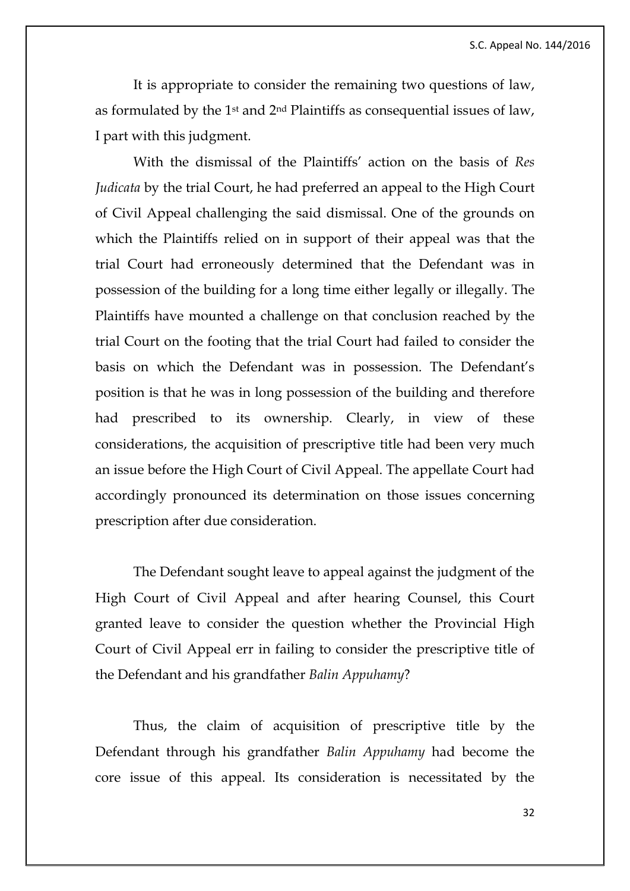It is appropriate to consider the remaining two questions of law, as formulated by the 1st and 2nd Plaintiffs as consequential issues of law, I part with this judgment.

With the dismissal of the Plaintiffs' action on the basis of *Res Judicata* by the trial Court, he had preferred an appeal to the High Court of Civil Appeal challenging the said dismissal. One of the grounds on which the Plaintiffs relied on in support of their appeal was that the trial Court had erroneously determined that the Defendant was in possession of the building for a long time either legally or illegally. The Plaintiffs have mounted a challenge on that conclusion reached by the trial Court on the footing that the trial Court had failed to consider the basis on which the Defendant was in possession. The Defendant's position is that he was in long possession of the building and therefore had prescribed to its ownership. Clearly, in view of these considerations, the acquisition of prescriptive title had been very much an issue before the High Court of Civil Appeal. The appellate Court had accordingly pronounced its determination on those issues concerning prescription after due consideration.

The Defendant sought leave to appeal against the judgment of the High Court of Civil Appeal and after hearing Counsel, this Court granted leave to consider the question whether the Provincial High Court of Civil Appeal err in failing to consider the prescriptive title of the Defendant and his grandfather *Balin Appuhamy*?

Thus, the claim of acquisition of prescriptive title by the Defendant through his grandfather *Balin Appuhamy* had become the core issue of this appeal. Its consideration is necessitated by the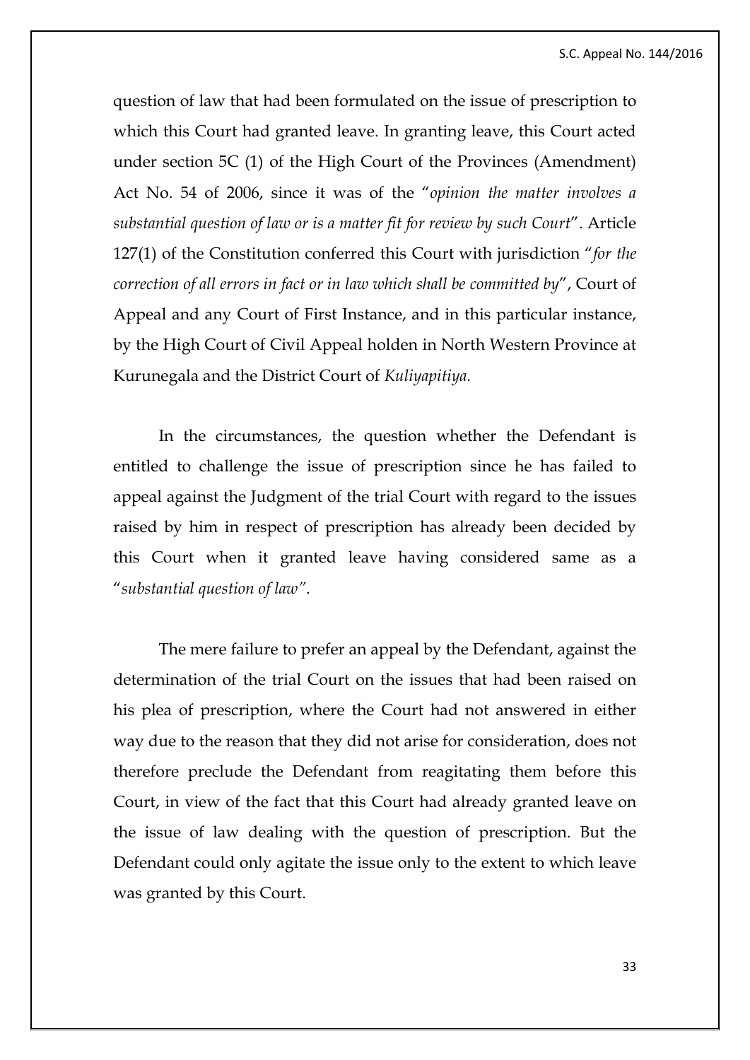question of law that had been formulated on the issue of prescription to which this Court had granted leave. In granting leave, this Court acted under section 5C (1) of the High Court of the Provinces (Amendment) Act No. 54 of 2006, since it was of the "*opinion the matter involves a substantial question of law or is a matter fit for review by such Court*". Article 127(1) of the Constitution conferred this Court with jurisdiction "*for the correction of all errors in fact or in law which shall be committed by*", Court of Appeal and any Court of First Instance, and in this particular instance, by the High Court of Civil Appeal holden in North Western Province at Kurunegala and the District Court of *Kuliyapitiya.*

In the circumstances, the question whether the Defendant is entitled to challenge the issue of prescription since he has failed to appeal against the Judgment of the trial Court with regard to the issues raised by him in respect of prescription has already been decided by this Court when it granted leave having considered same as a "*substantial question of law*".

The mere failure to prefer an appeal by the Defendant, against the determination of the trial Court on the issues that had been raised on his plea of prescription, where the Court had not answered in either way due to the reason that they did not arise for consideration, does not therefore preclude the Defendant from reagitating them before this Court, in view of the fact that this Court had already granted leave on the issue of law dealing with the question of prescription. But the Defendant could only agitate the issue only to the extent to which leave was granted by this Court.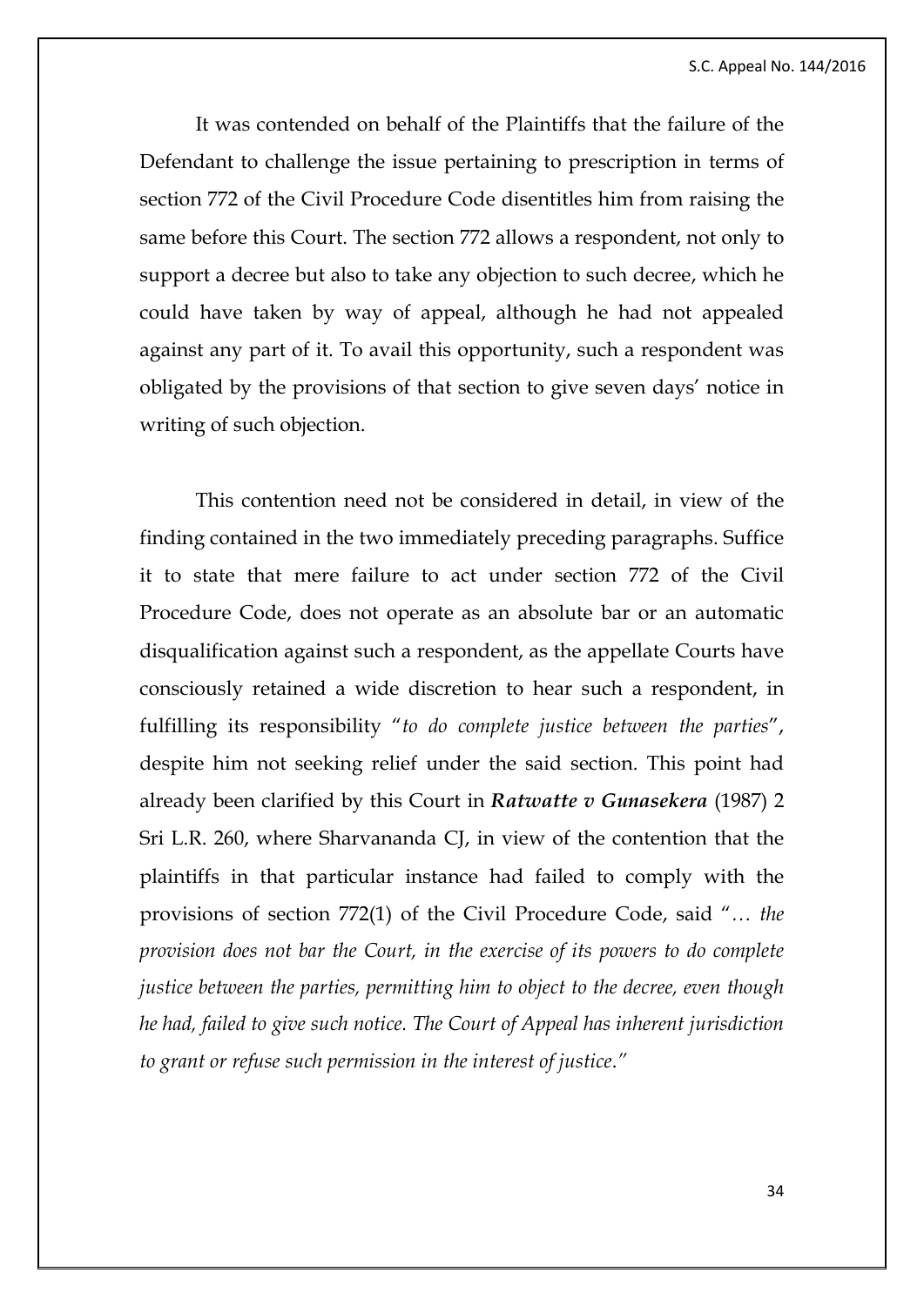It was contended on behalf of the Plaintiffs that the failure of the Defendant to challenge the issue pertaining to prescription in terms of section 772 of the Civil Procedure Code disentitles him from raising the same before this Court. The section 772 allows a respondent, not only to support a decree but also to take any objection to such decree, which he could have taken by way of appeal, although he had not appealed against any part of it. To avail this opportunity, such a respondent was obligated by the provisions of that section to give seven days' notice in writing of such objection.

This contention need not be considered in detail, in view of the finding contained in the two immediately preceding paragraphs. Suffice it to state that mere failure to act under section 772 of the Civil Procedure Code, does not operate as an absolute bar or an automatic disqualification against such a respondent, as the appellate Courts have consciously retained a wide discretion to hear such a respondent, in fulfilling its responsibility "*to do complete justice between the parties*", despite him not seeking relief under the said section. This point had already been clarified by this Court in ***Ratwatte v Gunasekera*** (1987) 2 Sri L.R. 260, where Sharvananda CJ, in view of the contention that the plaintiffs in that particular instance had failed to comply with the provisions of section 772(1) of the Civil Procedure Code, said "*… the provision does not bar the Court, in the exercise of its powers to do complete justice between the parties, permitting him to object to the decree, even though he had, failed to give such notice. The Court of Appeal has inherent jurisdiction to grant or refuse such permission in the interest of justice*."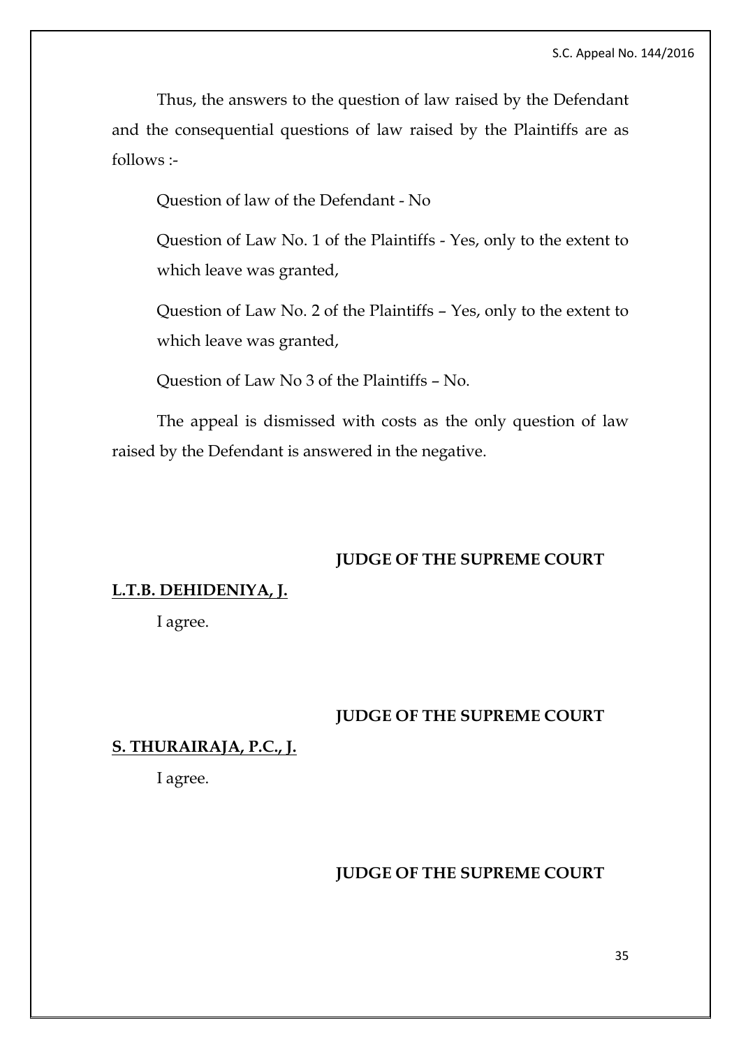Thus, the answers to the question of law raised by the Defendant and the consequential questions of law raised by the Plaintiffs are as follows :-

Question of law of the Defendant - No

Question of Law No. 1 of the Plaintiffs - Yes, only to the extent to which leave was granted,

Question of Law No. 2 of the Plaintiffs – Yes, only to the extent to which leave was granted,

Question of Law No 3 of the Plaintiffs – No.

The appeal is dismissed with costs as the only question of law raised by the Defendant is answered in the negative.

**JUDGE OF THE SUPREME COURT**

**L.T.B. DEHIDENIYA, J.**

I agree.

**JUDGE OF THE SUPREME COURT**

**S. THURAIRAJA, P.C., J.**

I agree.

**JUDGE OF THE SUPREME COURT**